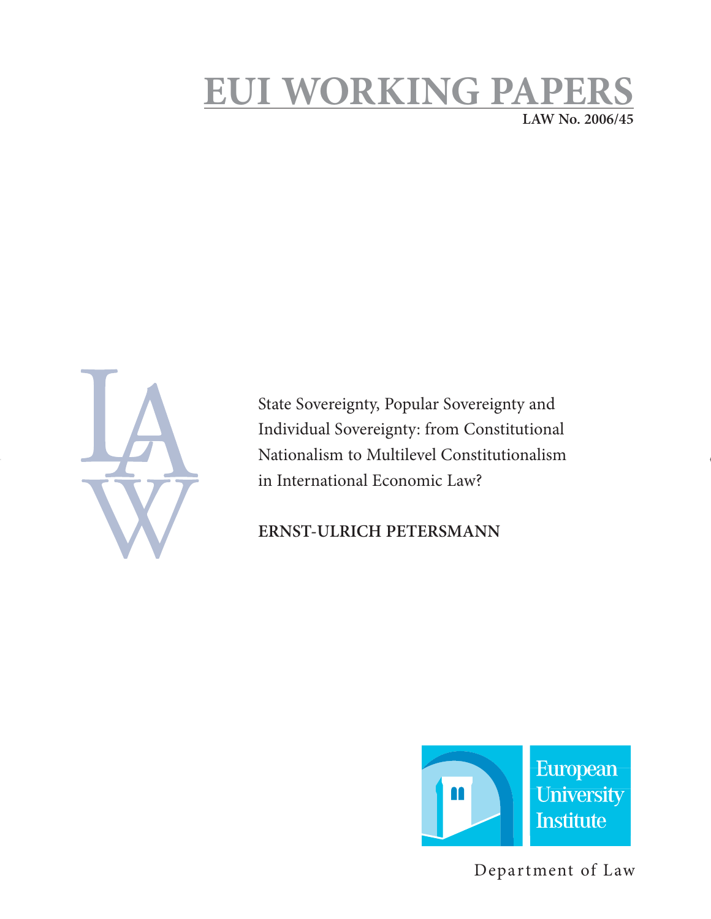# EUI WORKING PAPERS

**LAW No. 2006/45**

LAW

State Sovereignty, Popular Sovereignty and Individual Sovereignty: from Constitutional Nationalism to Multilevel Constitutionalism in International Economic Law?

**ERNST-ULRICH PETERSMANN**

European University Institute

Department of Law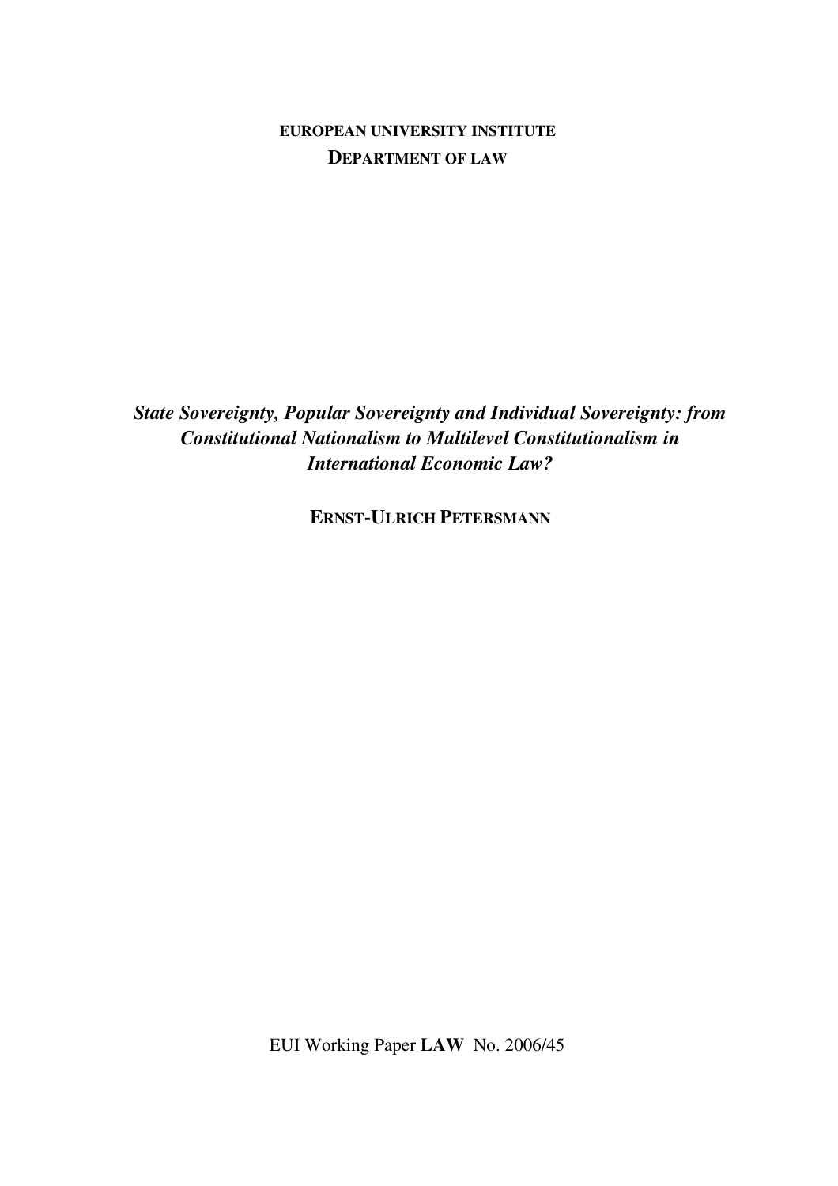**EUROPEAN UNIVERSITY INSTITUTE**
**DEPARTMENT OF LAW**

***State Sovereignty, Popular Sovereignty and Individual Sovereignty: from Constitutional Nationalism to Multilevel Constitutionalism in International Economic Law?***

**ERNST-ULRICH PETERSMANN**

EUI Working Paper **LAW** No. 2006/45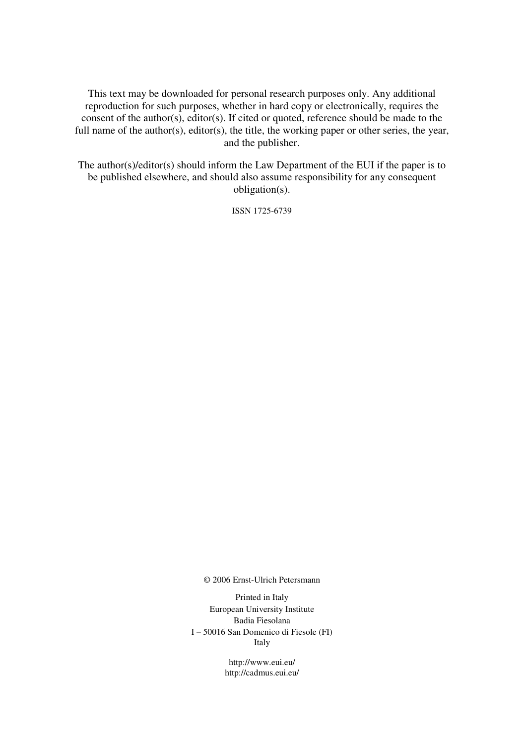This text may be downloaded for personal research purposes only. Any additional reproduction for such purposes, whether in hard copy or electronically, requires the consent of the author(s), editor(s). If cited or quoted, reference should be made to the full name of the author(s), editor(s), the title, the working paper or other series, the year, and the publisher.

The author(s)/editor(s) should inform the Law Department of the EUI if the paper is to be published elsewhere, and should also assume responsibility for any consequent obligation(s).

ISSN 1725-6739

© 2006 Ernst-Ulrich Petersmann

Printed in Italy
European University Institute
Badia Fiesolana
I – 50016 San Domenico di Fiesole (FI)
Italy

http://www.eui.eu/
http://cadmus.eui.eu/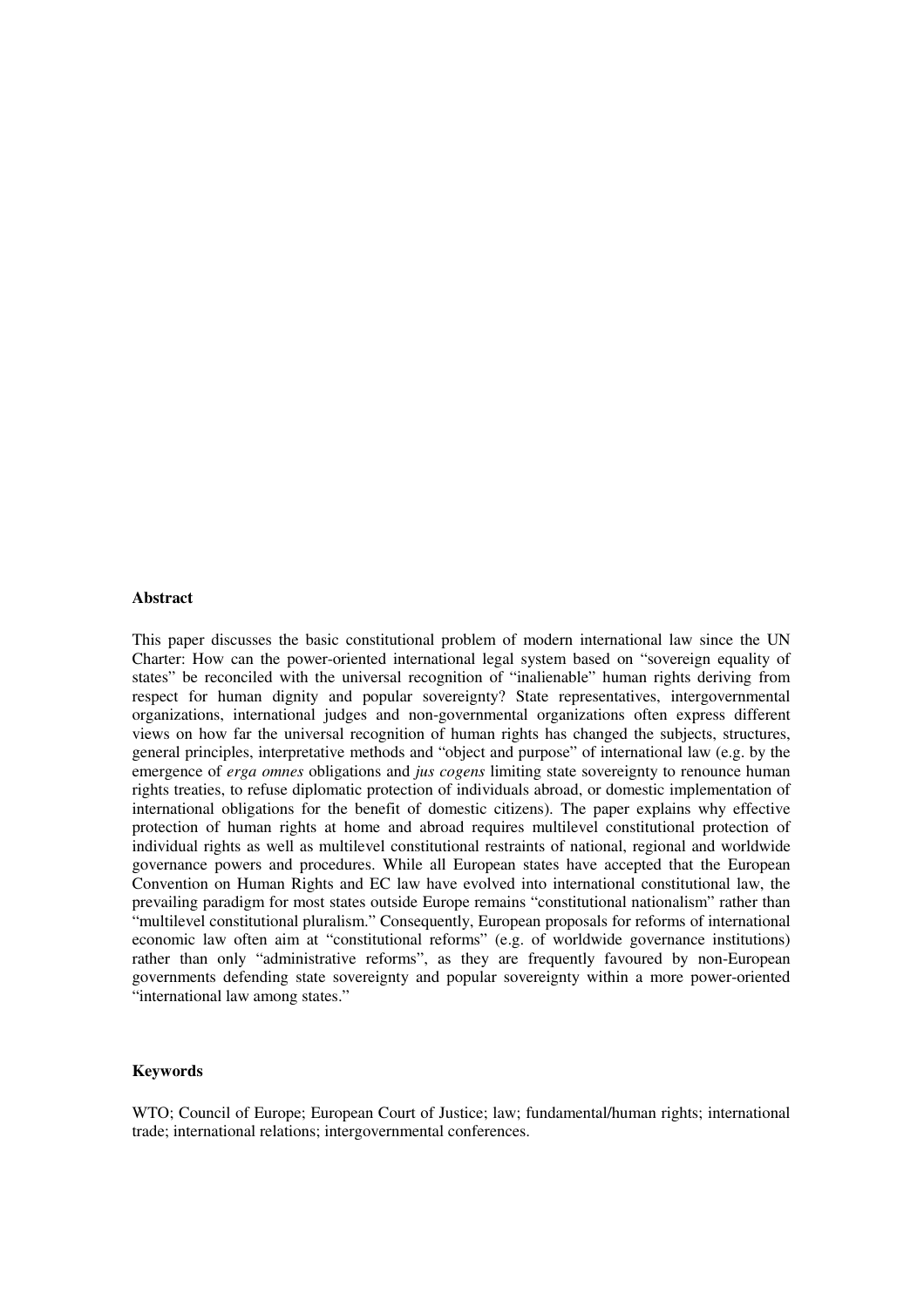**Abstract**

This paper discusses the basic constitutional problem of modern international law since the UN Charter: How can the power-oriented international legal system based on "sovereign equality of states" be reconciled with the universal recognition of "inalienable" human rights deriving from respect for human dignity and popular sovereignty? State representatives, intergovernmental organizations, international judges and non-governmental organizations often express different views on how far the universal recognition of human rights has changed the subjects, structures, general principles, interpretative methods and "object and purpose" of international law (e.g. by the emergence of *erga omnes* obligations and *jus cogens* limiting state sovereignty to renounce human rights treaties, to refuse diplomatic protection of individuals abroad, or domestic implementation of international obligations for the benefit of domestic citizens). The paper explains why effective protection of human rights at home and abroad requires multilevel constitutional protection of individual rights as well as multilevel constitutional restraints of national, regional and worldwide governance powers and procedures. While all European states have accepted that the European Convention on Human Rights and EC law have evolved into international constitutional law, the prevailing paradigm for most states outside Europe remains "constitutional nationalism" rather than "multilevel constitutional pluralism." Consequently, European proposals for reforms of international economic law often aim at "constitutional reforms" (e.g. of worldwide governance institutions) rather than only "administrative reforms", as they are frequently favoured by non-European governments defending state sovereignty and popular sovereignty within a more power-oriented "international law among states."

**Keywords**

WTO; Council of Europe; European Court of Justice; law; fundamental/human rights; international trade; international relations; intergovernmental conferences.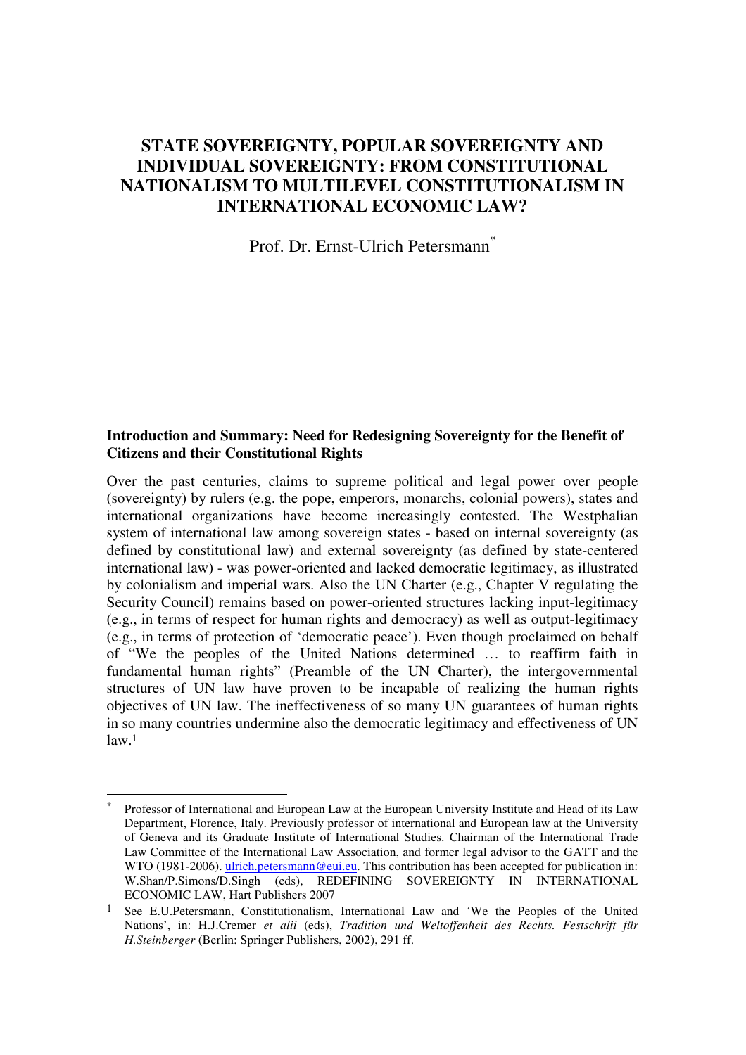# STATE SOVEREIGNTY, POPULAR SOVEREIGNTY AND INDIVIDUAL SOVEREIGNTY: FROM CONSTITUTIONAL NATIONALISM TO MULTILEVEL CONSTITUTIONALISM IN INTERNATIONAL ECONOMIC LAW?

Prof. Dr. Ernst-Ulrich Petersmann[*]

## Introduction and Summary: Need for Redesigning Sovereignty for the Benefit of Citizens and their Constitutional Rights

Over the past centuries, claims to supreme political and legal power over people (sovereignty) by rulers (e.g. the pope, emperors, monarchs, colonial powers), states and international organizations have become increasingly contested. The Westphalian system of international law among sovereign states - based on internal sovereignty (as defined by constitutional law) and external sovereignty (as defined by state-centered international law) - was power-oriented and lacked democratic legitimacy, as illustrated by colonialism and imperial wars. Also the UN Charter (e.g., Chapter V regulating the Security Council) remains based on power-oriented structures lacking input-legitimacy (e.g., in terms of respect for human rights and democracy) as well as output-legitimacy (e.g., in terms of protection of 'democratic peace'). Even though proclaimed on behalf of "We the peoples of the United Nations determined … to reaffirm faith in fundamental human rights" (Preamble of the UN Charter), the intergovernmental structures of UN law have proven to be incapable of realizing the human rights objectives of UN law. The ineffectiveness of so many UN guarantees of human rights in so many countries undermine also the democratic legitimacy and effectiveness of UN law.[1]

[*] Professor of International and European Law at the European University Institute and Head of its Law Department, Florence, Italy. Previously professor of international and European law at the University of Geneva and its Graduate Institute of International Studies. Chairman of the International Trade Law Committee of the International Law Association, and former legal advisor to the GATT and the WTO (1981-2006). ulrich.petersmann@eui.eu. This contribution has been accepted for publication in: W.Shan/P.Simons/D.Singh (eds), REDEFINING SOVEREIGNTY IN INTERNATIONAL ECONOMIC LAW, Hart Publishers 2007

[1] See E.U.Petersmann, Constitutionalism, International Law and 'We the Peoples of the United Nations', in: H.J.Cremer *et alii* (eds), *Tradition und Weltoffenheit des Rechts. Festschrift für H.Steinberger* (Berlin: Springer Publishers, 2002), 291 ff.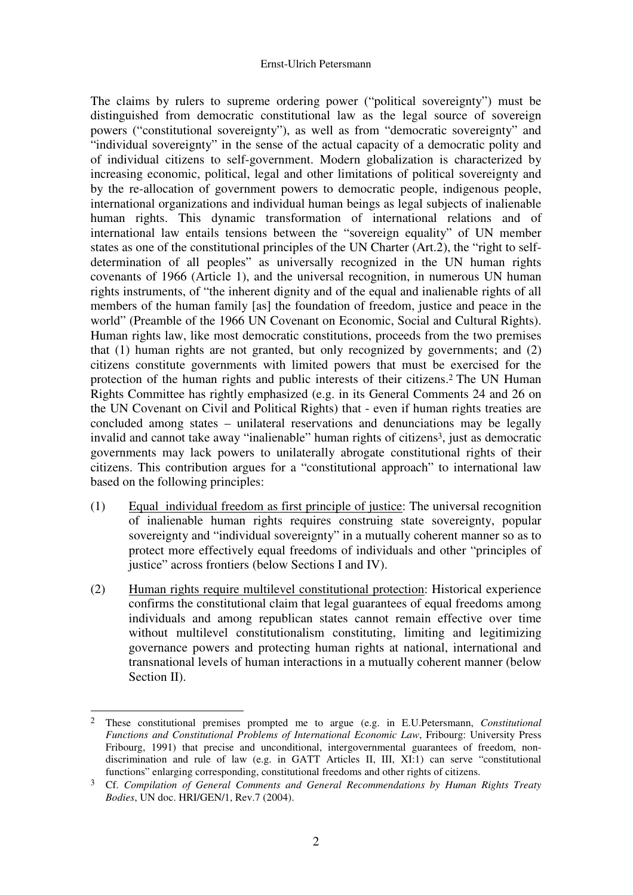The claims by rulers to supreme ordering power ("political sovereignty") must be distinguished from democratic constitutional law as the legal source of sovereign powers ("constitutional sovereignty"), as well as from "democratic sovereignty" and "individual sovereignty" in the sense of the actual capacity of a democratic polity and of individual citizens to self-government. Modern globalization is characterized by increasing economic, political, legal and other limitations of political sovereignty and by the re-allocation of government powers to democratic people, indigenous people, international organizations and individual human beings as legal subjects of inalienable human rights. This dynamic transformation of international relations and of international law entails tensions between the "sovereign equality" of UN member states as one of the constitutional principles of the UN Charter (Art.2), the "right to self-determination of all peoples" as universally recognized in the UN human rights covenants of 1966 (Article 1), and the universal recognition, in numerous UN human rights instruments, of "the inherent dignity and of the equal and inalienable rights of all members of the human family [as] the foundation of freedom, justice and peace in the world" (Preamble of the 1966 UN Covenant on Economic, Social and Cultural Rights). Human rights law, like most democratic constitutions, proceeds from the two premises that (1) human rights are not granted, but only recognized by governments; and (2) citizens constitute governments with limited powers that must be exercised for the protection of the human rights and public interests of their citizens.[2] The UN Human Rights Committee has rightly emphasized (e.g. in its General Comments 24 and 26 on the UN Covenant on Civil and Political Rights) that - even if human rights treaties are concluded among states – unilateral reservations and denunciations may be legally invalid and cannot take away "inalienable" human rights of citizens[3], just as democratic governments may lack powers to unilaterally abrogate constitutional rights of their citizens. This contribution argues for a "constitutional approach" to international law based on the following principles:

(1) Equal individual freedom as first principle of justice: The universal recognition of inalienable human rights requires construing state sovereignty, popular sovereignty and "individual sovereignty" in a mutually coherent manner so as to protect more effectively equal freedoms of individuals and other "principles of justice" across frontiers (below Sections I and IV).

(2) Human rights require multilevel constitutional protection: Historical experience confirms the constitutional claim that legal guarantees of equal freedoms among individuals and among republican states cannot remain effective over time without multilevel constitutionalism constituting, limiting and legitimizing governance powers and protecting human rights at national, international and transnational levels of human interactions in a mutually coherent manner (below Section II).

---

[2] These constitutional premises prompted me to argue (e.g. in E.U.Petersmann, *Constitutional Functions and Constitutional Problems of International Economic Law*, Fribourg: University Press Fribourg, 1991) that precise and unconditional, intergovernmental guarantees of freedom, non-discrimination and rule of law (e.g. in GATT Articles II, III, XI:1) can serve "constitutional functions" enlarging corresponding, constitutional freedoms and other rights of citizens.

[3] Cf. *Compilation of General Comments and General Recommendations by Human Rights Treaty Bodies*, UN doc. HRI/GEN/1, Rev.7 (2004).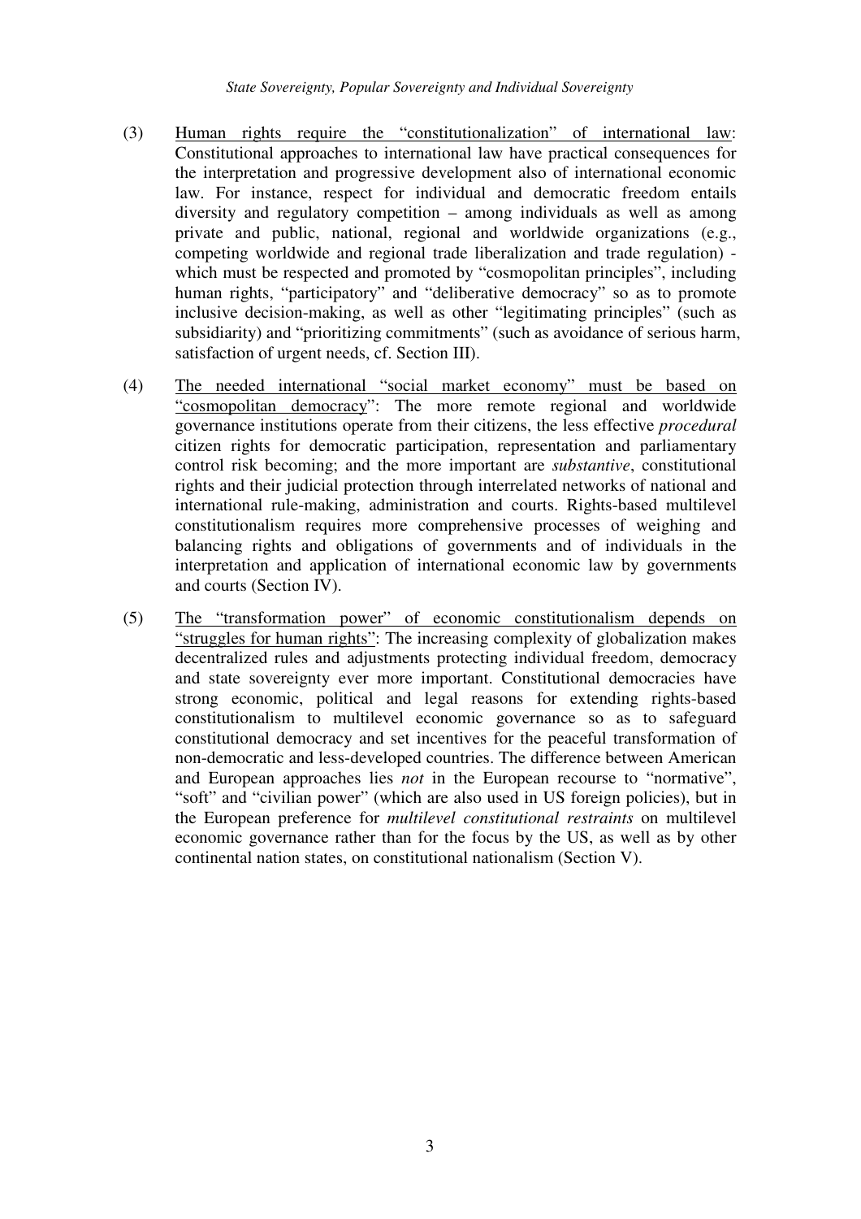(3) Human rights require the "constitutionalization" of international law: Constitutional approaches to international law have practical consequences for the interpretation and progressive development also of international economic law. For instance, respect for individual and democratic freedom entails diversity and regulatory competition – among individuals as well as among private and public, national, regional and worldwide organizations (e.g., competing worldwide and regional trade liberalization and trade regulation) - which must be respected and promoted by "cosmopolitan principles", including human rights, "participatory" and "deliberative democracy" so as to promote inclusive decision-making, as well as other "legitimating principles" (such as subsidiarity) and "prioritizing commitments" (such as avoidance of serious harm, satisfaction of urgent needs, cf. Section III).

(4) The needed international "social market economy" must be based on "cosmopolitan democracy": The more remote regional and worldwide governance institutions operate from their citizens, the less effective *procedural* citizen rights for democratic participation, representation and parliamentary control risk becoming; and the more important are *substantive*, constitutional rights and their judicial protection through interrelated networks of national and international rule-making, administration and courts. Rights-based multilevel constitutionalism requires more comprehensive processes of weighing and balancing rights and obligations of governments and of individuals in the interpretation and application of international economic law by governments and courts (Section IV).

(5) The "transformation power" of economic constitutionalism depends on "struggles for human rights": The increasing complexity of globalization makes decentralized rules and adjustments protecting individual freedom, democracy and state sovereignty ever more important. Constitutional democracies have strong economic, political and legal reasons for extending rights-based constitutionalism to multilevel economic governance so as to safeguard constitutional democracy and set incentives for the peaceful transformation of non-democratic and less-developed countries. The difference between American and European approaches lies *not* in the European recourse to "normative", "soft" and "civilian power" (which are also used in US foreign policies), but in the European preference for *multilevel constitutional restraints* on multilevel economic governance rather than for the focus by the US, as well as by other continental nation states, on constitutional nationalism (Section V).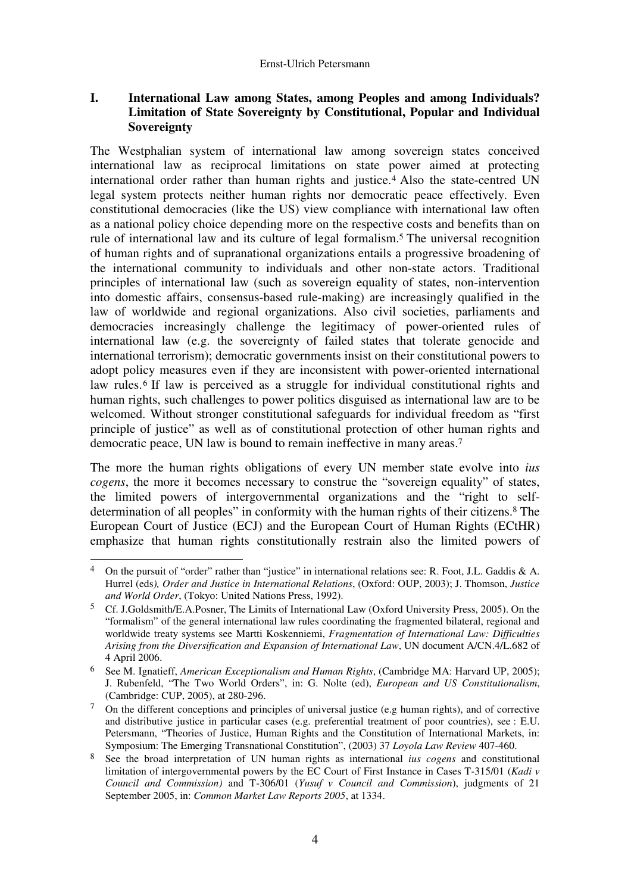## I. International Law among States, among Peoples and among Individuals? Limitation of State Sovereignty by Constitutional, Popular and Individual Sovereignty

The Westphalian system of international law among sovereign states conceived international law as reciprocal limitations on state power aimed at protecting international order rather than human rights and justice.[4] Also the state-centred UN legal system protects neither human rights nor democratic peace effectively. Even constitutional democracies (like the US) view compliance with international law often as a national policy choice depending more on the respective costs and benefits than on rule of international law and its culture of legal formalism.[5] The universal recognition of human rights and of supranational organizations entails a progressive broadening of the international community to individuals and other non-state actors. Traditional principles of international law (such as sovereign equality of states, non-intervention into domestic affairs, consensus-based rule-making) are increasingly qualified in the law of worldwide and regional organizations. Also civil societies, parliaments and democracies increasingly challenge the legitimacy of power-oriented rules of international law (e.g. the sovereignty of failed states that tolerate genocide and international terrorism); democratic governments insist on their constitutional powers to adopt policy measures even if they are inconsistent with power-oriented international law rules.[6] If law is perceived as a struggle for individual constitutional rights and human rights, such challenges to power politics disguised as international law are to be welcomed. Without stronger constitutional safeguards for individual freedom as "first principle of justice" as well as of constitutional protection of other human rights and democratic peace, UN law is bound to remain ineffective in many areas.[7]

The more the human rights obligations of every UN member state evolve into *ius cogens*, the more it becomes necessary to construe the "sovereign equality" of states, the limited powers of intergovernmental organizations and the "right to self-determination of all peoples" in conformity with the human rights of their citizens.[8] The European Court of Justice (ECJ) and the European Court of Human Rights (ECtHR) emphasize that human rights constitutionally restrain also the limited powers of

---

[4] On the pursuit of "order" rather than "justice" in international relations see: R. Foot, J.L. Gaddis & A. Hurrel (eds*), Order and Justice in International Relations*, (Oxford: OUP, 2003); J. Thomson, *Justice and World Order*, (Tokyo: United Nations Press, 1992).

[5] Cf. J.Goldsmith/E.A.Posner, The Limits of International Law (Oxford University Press, 2005). On the "formalism" of the general international law rules coordinating the fragmented bilateral, regional and worldwide treaty systems see Martti Koskenniemi, *Fragmentation of International Law: Difficulties Arising from the Diversification and Expansion of International Law*, UN document A/CN.4/L.682 of 4 April 2006.

[6] See M. Ignatieff, *American Exceptionalism and Human Rights*, (Cambridge MA: Harvard UP, 2005); J. Rubenfeld, "The Two World Orders", in: G. Nolte (ed), *European and US Constitutionalism*, (Cambridge: CUP, 2005), at 280-296.

[7] On the different conceptions and principles of universal justice (e.g human rights), and of corrective and distributive justice in particular cases (e.g. preferential treatment of poor countries), see : E.U. Petersmann, "Theories of Justice, Human Rights and the Constitution of International Markets, in: Symposium: The Emerging Transnational Constitution", (2003) 37 *Loyola Law Review* 407-460.

[8] See the broad interpretation of UN human rights as international *ius cogens* and constitutional limitation of intergovernmental powers by the EC Court of First Instance in Cases T-315/01 (*Kadi v Council and Commission)* and T-306/01 (*Yusuf v Council and Commission*), judgments of 21 September 2005, in: *Common Market Law Reports 2005*, at 1334.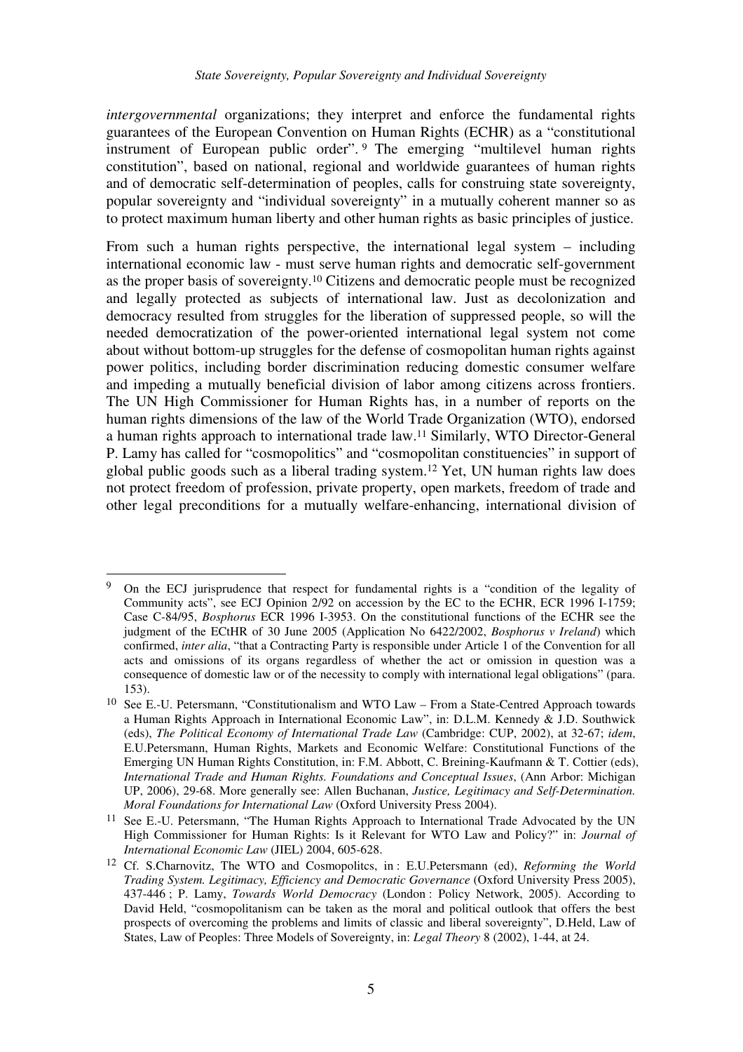*intergovernmental* organizations; they interpret and enforce the fundamental rights guarantees of the European Convention on Human Rights (ECHR) as a "constitutional instrument of European public order".[9] The emerging "multilevel human rights constitution", based on national, regional and worldwide guarantees of human rights and of democratic self-determination of peoples, calls for construing state sovereignty, popular sovereignty and "individual sovereignty" in a mutually coherent manner so as to protect maximum human liberty and other human rights as basic principles of justice.

From such a human rights perspective, the international legal system – including international economic law - must serve human rights and democratic self-government as the proper basis of sovereignty.[10] Citizens and democratic people must be recognized and legally protected as subjects of international law. Just as decolonization and democracy resulted from struggles for the liberation of suppressed people, so will the needed democratization of the power-oriented international legal system not come about without bottom-up struggles for the defense of cosmopolitan human rights against power politics, including border discrimination reducing domestic consumer welfare and impeding a mutually beneficial division of labor among citizens across frontiers. The UN High Commissioner for Human Rights has, in a number of reports on the human rights dimensions of the law of the World Trade Organization (WTO), endorsed a human rights approach to international trade law.[11] Similarly, WTO Director-General P. Lamy has called for "cosmopolitics" and "cosmopolitan constituencies" in support of global public goods such as a liberal trading system.[12] Yet, UN human rights law does not protect freedom of profession, private property, open markets, freedom of trade and other legal preconditions for a mutually welfare-enhancing, international division of

---

[9] On the ECJ jurisprudence that respect for fundamental rights is a "condition of the legality of Community acts", see ECJ Opinion 2/92 on accession by the EC to the ECHR, ECR 1996 I-1759; Case C-84/95, *Bosphorus* ECR 1996 I-3953. On the constitutional functions of the ECHR see the judgment of the ECtHR of 30 June 2005 (Application No 6422/2002, *Bosphorus v Ireland*) which confirmed, *inter alia*, "that a Contracting Party is responsible under Article 1 of the Convention for all acts and omissions of its organs regardless of whether the act or omission in question was a consequence of domestic law or of the necessity to comply with international legal obligations" (para. 153).

[10] See E.-U. Petersmann, "Constitutionalism and WTO Law – From a State-Centred Approach towards a Human Rights Approach in International Economic Law", in: D.L.M. Kennedy & J.D. Southwick (eds), *The Political Economy of International Trade Law* (Cambridge: CUP, 2002), at 32-67; *idem*, E.U.Petersmann, Human Rights, Markets and Economic Welfare: Constitutional Functions of the Emerging UN Human Rights Constitution, in: F.M. Abbott, C. Breining-Kaufmann & T. Cottier (eds), *International Trade and Human Rights. Foundations and Conceptual Issues*, (Ann Arbor: Michigan UP, 2006), 29-68. More generally see: Allen Buchanan, *Justice, Legitimacy and Self-Determination. Moral Foundations for International Law* (Oxford University Press 2004).

[11] See E.-U. Petersmann, "The Human Rights Approach to International Trade Advocated by the UN High Commissioner for Human Rights: Is it Relevant for WTO Law and Policy?" in: *Journal of International Economic Law* (JIEL) 2004, 605-628.

[12] Cf. S.Charnovitz, The WTO and Cosmopolitcs, in : E.U.Petersmann (ed), *Reforming the World Trading System. Legitimacy, Efficiency and Democratic Governance* (Oxford University Press 2005), 437-446 ; P. Lamy, *Towards World Democracy* (London : Policy Network, 2005). According to David Held, "cosmopolitanism can be taken as the moral and political outlook that offers the best prospects of overcoming the problems and limits of classic and liberal sovereignty", D.Held, Law of States, Law of Peoples: Three Models of Sovereignty, in: *Legal Theory* 8 (2002), 1-44, at 24.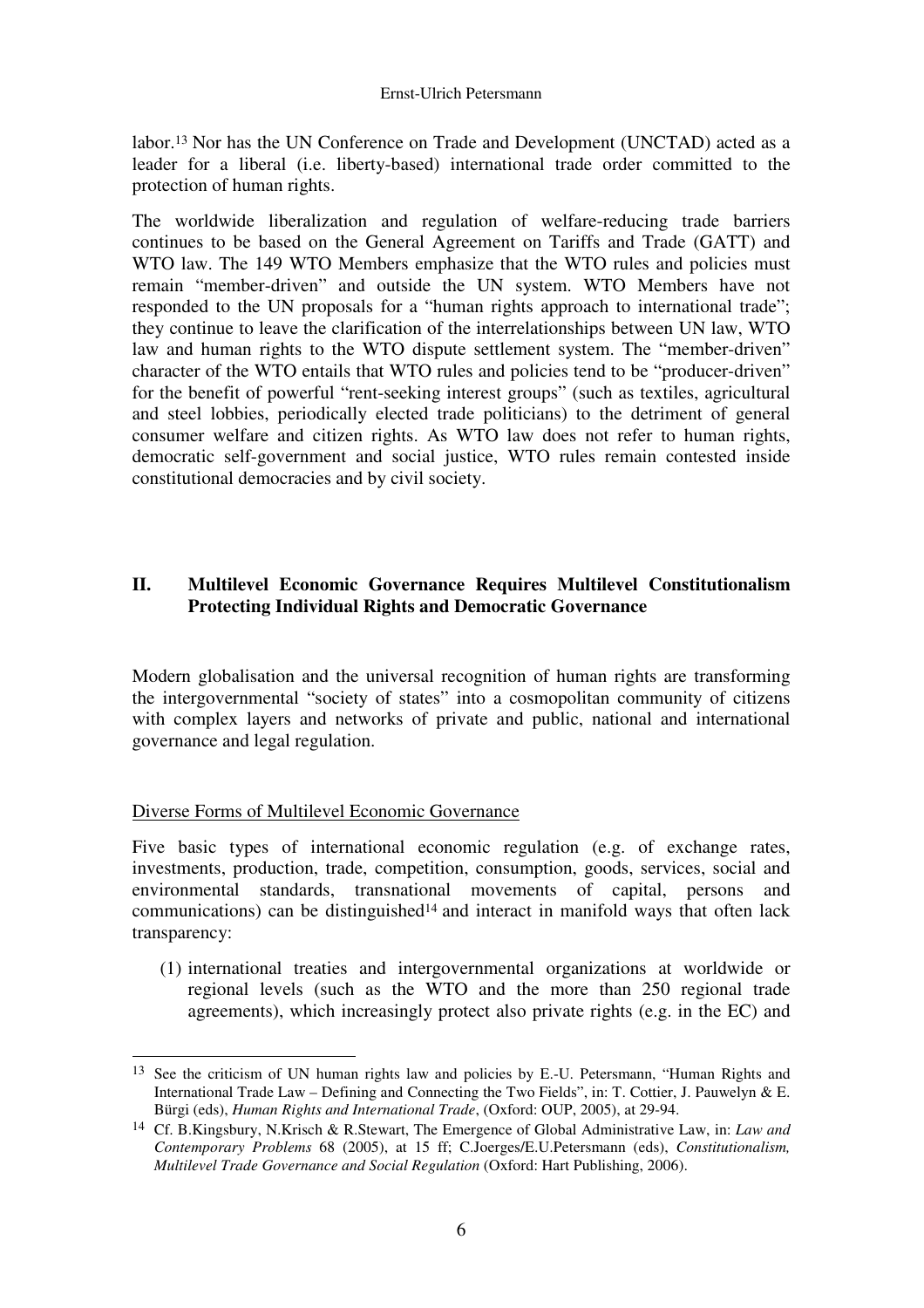labor.[13] Nor has the UN Conference on Trade and Development (UNCTAD) acted as a leader for a liberal (i.e. liberty-based) international trade order committed to the protection of human rights.

The worldwide liberalization and regulation of welfare-reducing trade barriers continues to be based on the General Agreement on Tariffs and Trade (GATT) and WTO law. The 149 WTO Members emphasize that the WTO rules and policies must remain "member-driven" and outside the UN system. WTO Members have not responded to the UN proposals for a "human rights approach to international trade"; they continue to leave the clarification of the interrelationships between UN law, WTO law and human rights to the WTO dispute settlement system. The "member-driven" character of the WTO entails that WTO rules and policies tend to be "producer-driven" for the benefit of powerful "rent-seeking interest groups" (such as textiles, agricultural and steel lobbies, periodically elected trade politicians) to the detriment of general consumer welfare and citizen rights. As WTO law does not refer to human rights, democratic self-government and social justice, WTO rules remain contested inside constitutional democracies and by civil society.

## II. Multilevel Economic Governance Requires Multilevel Constitutionalism Protecting Individual Rights and Democratic Governance

Modern globalisation and the universal recognition of human rights are transforming the intergovernmental "society of states" into a cosmopolitan community of citizens with complex layers and networks of private and public, national and international governance and legal regulation.

Diverse Forms of Multilevel Economic Governance

Five basic types of international economic regulation (e.g. of exchange rates, investments, production, trade, competition, consumption, goods, services, social and environmental standards, transnational movements of capital, persons and communications) can be distinguished[14] and interact in manifold ways that often lack transparency:

(1) international treaties and intergovernmental organizations at worldwide or regional levels (such as the WTO and the more than 250 regional trade agreements), which increasingly protect also private rights (e.g. in the EC) and

---

[13] See the criticism of UN human rights law and policies by E.-U. Petersmann, "Human Rights and International Trade Law – Defining and Connecting the Two Fields", in: T. Cottier, J. Pauwelyn & E. Bürgi (eds), *Human Rights and International Trade*, (Oxford: OUP, 2005), at 29-94.

[14] Cf. B.Kingsbury, N.Krisch & R.Stewart, The Emergence of Global Administrative Law, in: *Law and Contemporary Problems* 68 (2005), at 15 ff; C.Joerges/E.U.Petersmann (eds), *Constitutionalism, Multilevel Trade Governance and Social Regulation* (Oxford: Hart Publishing, 2006).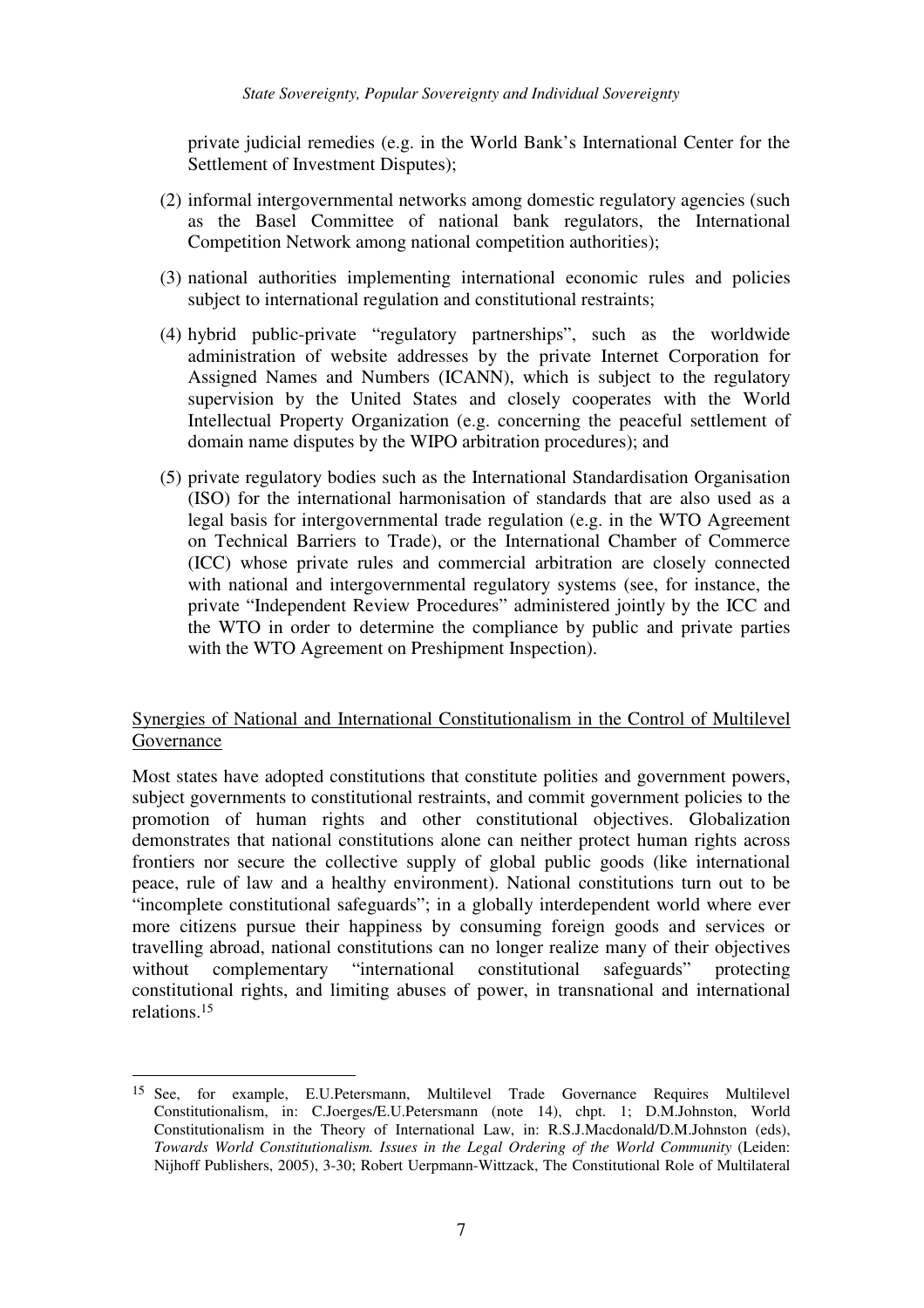private judicial remedies (e.g. in the World Bank's International Center for the Settlement of Investment Disputes);

(2) informal intergovernmental networks among domestic regulatory agencies (such as the Basel Committee of national bank regulators, the International Competition Network among national competition authorities);

(3) national authorities implementing international economic rules and policies subject to international regulation and constitutional restraints;

(4) hybrid public-private "regulatory partnerships", such as the worldwide administration of website addresses by the private Internet Corporation for Assigned Names and Numbers (ICANN), which is subject to the regulatory supervision by the United States and closely cooperates with the World Intellectual Property Organization (e.g. concerning the peaceful settlement of domain name disputes by the WIPO arbitration procedures); and

(5) private regulatory bodies such as the International Standardisation Organisation (ISO) for the international harmonisation of standards that are also used as a legal basis for intergovernmental trade regulation (e.g. in the WTO Agreement on Technical Barriers to Trade), or the International Chamber of Commerce (ICC) whose private rules and commercial arbitration are closely connected with national and intergovernmental regulatory systems (see, for instance, the private "Independent Review Procedures" administered jointly by the ICC and the WTO in order to determine the compliance by public and private parties with the WTO Agreement on Preshipment Inspection).

## Synergies of National and International Constitutionalism in the Control of Multilevel Governance

Most states have adopted constitutions that constitute polities and government powers, subject governments to constitutional restraints, and commit government policies to the promotion of human rights and other constitutional objectives. Globalization demonstrates that national constitutions alone can neither protect human rights across frontiers nor secure the collective supply of global public goods (like international peace, rule of law and a healthy environment). National constitutions turn out to be "incomplete constitutional safeguards"; in a globally interdependent world where ever more citizens pursue their happiness by consuming foreign goods and services or travelling abroad, national constitutions can no longer realize many of their objectives without complementary "international constitutional safeguards" protecting constitutional rights, and limiting abuses of power, in transnational and international relations.[15]

---

[15] See, for example, E.U.Petersmann, Multilevel Trade Governance Requires Multilevel Constitutionalism, in: C.Joerges/E.U.Petersmann (note 14), chpt. 1; D.M.Johnston, World Constitutionalism in the Theory of International Law, in: R.S.J.Macdonald/D.M.Johnston (eds), *Towards World Constitutionalism. Issues in the Legal Ordering of the World Community* (Leiden: Nijhoff Publishers, 2005), 3-30; Robert Uerpmann-Wittzack, The Constitutional Role of Multilateral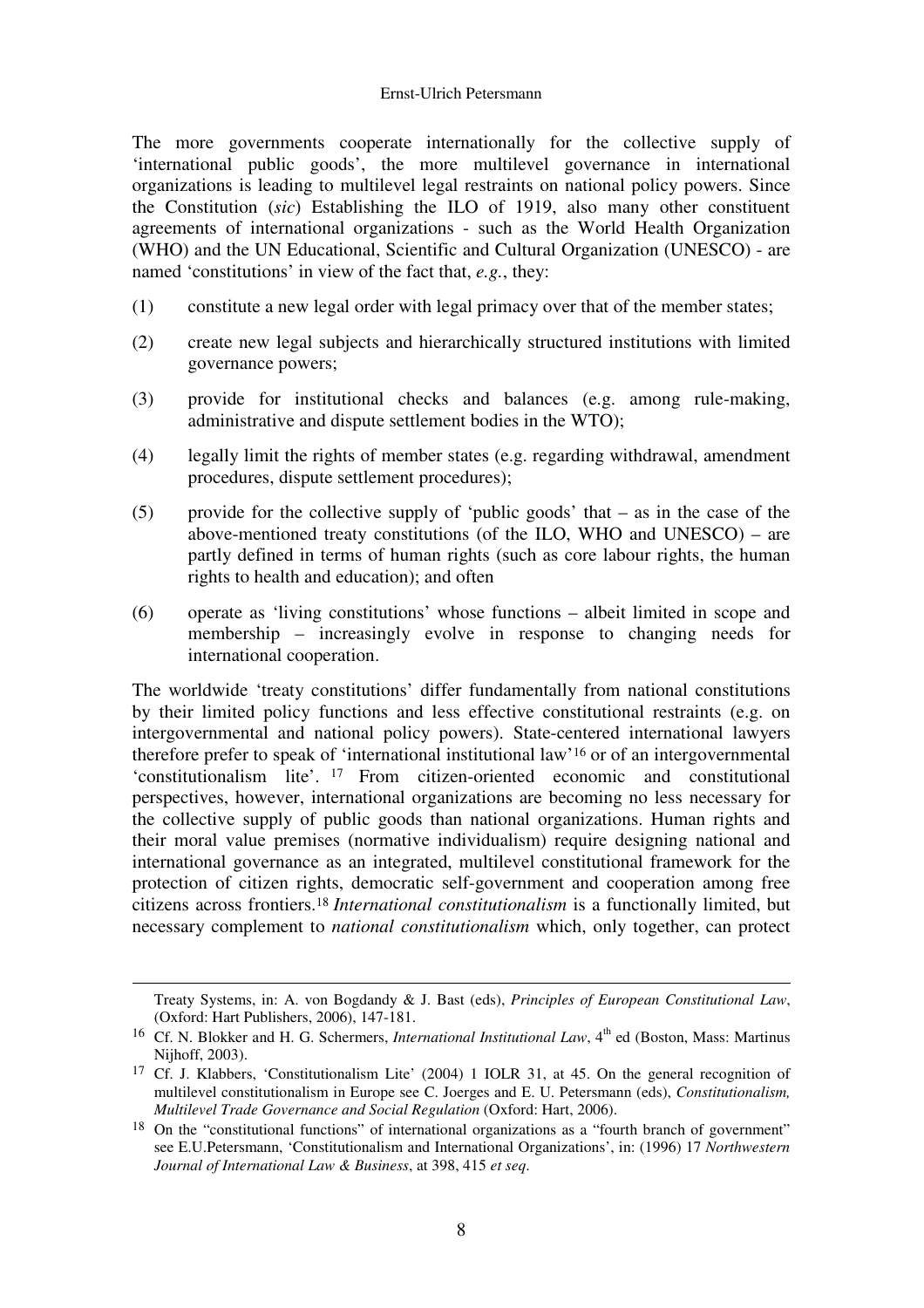The more governments cooperate internationally for the collective supply of 'international public goods', the more multilevel governance in international organizations is leading to multilevel legal restraints on national policy powers. Since the Constitution (*sic*) Establishing the ILO of 1919, also many other constituent agreements of international organizations - such as the World Health Organization (WHO) and the UN Educational, Scientific and Cultural Organization (UNESCO) - are named 'constitutions' in view of the fact that, *e.g.*, they:

(1) constitute a new legal order with legal primacy over that of the member states;

(2) create new legal subjects and hierarchically structured institutions with limited governance powers;

(3) provide for institutional checks and balances (e.g. among rule-making, administrative and dispute settlement bodies in the WTO);

(4) legally limit the rights of member states (e.g. regarding withdrawal, amendment procedures, dispute settlement procedures);

(5) provide for the collective supply of 'public goods' that – as in the case of the above-mentioned treaty constitutions (of the ILO, WHO and UNESCO) – are partly defined in terms of human rights (such as core labour rights, the human rights to health and education); and often

(6) operate as 'living constitutions' whose functions – albeit limited in scope and membership – increasingly evolve in response to changing needs for international cooperation.

The worldwide 'treaty constitutions' differ fundamentally from national constitutions by their limited policy functions and less effective constitutional restraints (e.g. on intergovernmental and national policy powers). State-centered international lawyers therefore prefer to speak of 'international institutional law'[16] or of an intergovernmental 'constitutionalism lite'. [17] From citizen-oriented economic and constitutional perspectives, however, international organizations are becoming no less necessary for the collective supply of public goods than national organizations. Human rights and their moral value premises (normative individualism) require designing national and international governance as an integrated, multilevel constitutional framework for the protection of citizen rights, democratic self-government and cooperation among free citizens across frontiers.[18] *International constitutionalism* is a functionally limited, but necessary complement to *national constitutionalism* which, only together, can protect

---

Treaty Systems, in: A. von Bogdandy & J. Bast (eds), *Principles of European Constitutional Law*, (Oxford: Hart Publishers, 2006), 147-181.

[16] Cf. N. Blokker and H. G. Schermers, *International Institutional Law*, 4th ed (Boston, Mass: Martinus Nijhoff, 2003).

[17] Cf. J. Klabbers, 'Constitutionalism Lite' (2004) 1 IOLR 31, at 45. On the general recognition of multilevel constitutionalism in Europe see C. Joerges and E. U. Petersmann (eds), *Constitutionalism, Multilevel Trade Governance and Social Regulation* (Oxford: Hart, 2006).

[18] On the "constitutional functions" of international organizations as a "fourth branch of government" see E.U.Petersmann, 'Constitutionalism and International Organizations', in: (1996) 17 *Northwestern Journal of International Law & Business*, at 398, 415 *et seq*.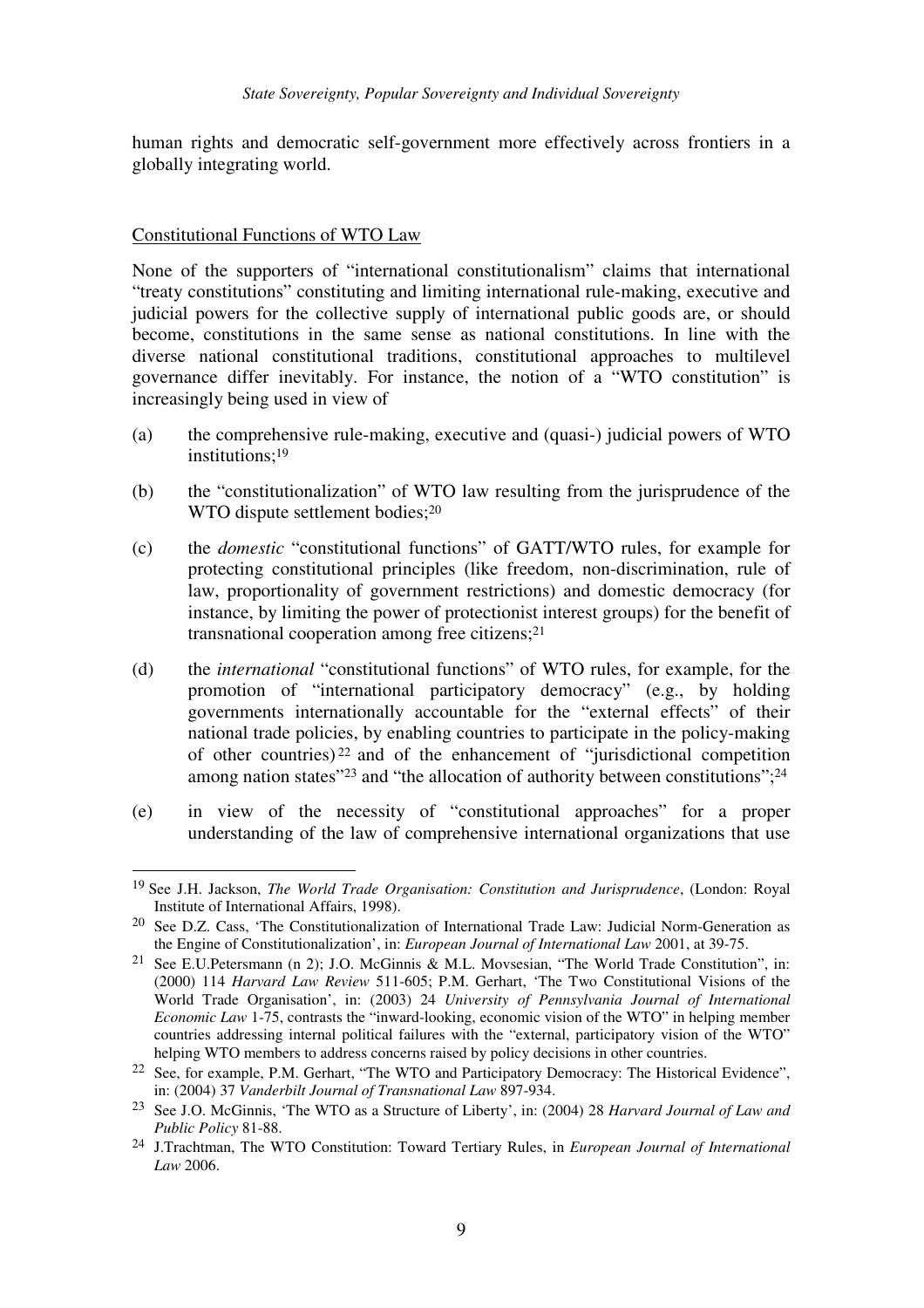human rights and democratic self-government more effectively across frontiers in a globally integrating world.

## Constitutional Functions of WTO Law

None of the supporters of "international constitutionalism" claims that international "treaty constitutions" constituting and limiting international rule-making, executive and judicial powers for the collective supply of international public goods are, or should become, constitutions in the same sense as national constitutions. In line with the diverse national constitutional traditions, constitutional approaches to multilevel governance differ inevitably. For instance, the notion of a "WTO constitution" is increasingly being used in view of

(a) the comprehensive rule-making, executive and (quasi-) judicial powers of WTO institutions;[19]

(b) the "constitutionalization" of WTO law resulting from the jurisprudence of the WTO dispute settlement bodies;[20]

(c) the *domestic* "constitutional functions" of GATT/WTO rules, for example for protecting constitutional principles (like freedom, non-discrimination, rule of law, proportionality of government restrictions) and domestic democracy (for instance, by limiting the power of protectionist interest groups) for the benefit of transnational cooperation among free citizens;[21]

(d) the *international* "constitutional functions" of WTO rules, for example, for the promotion of "international participatory democracy" (e.g., by holding governments internationally accountable for the "external effects" of their national trade policies, by enabling countries to participate in the policy-making of other countries)[22] and of the enhancement of "jurisdictional competition among nation states"[23] and "the allocation of authority between constitutions";[24]

(e) in view of the necessity of "constitutional approaches" for a proper understanding of the law of comprehensive international organizations that use

---

[19] See J.H. Jackson, *The World Trade Organisation: Constitution and Jurisprudence*, (London: Royal Institute of International Affairs, 1998).

[20] See D.Z. Cass, 'The Constitutionalization of International Trade Law: Judicial Norm-Generation as the Engine of Constitutionalization', in: *European Journal of International Law* 2001, at 39-75.

[21] See E.U.Petersmann (n 2); J.O. McGinnis & M.L. Movsesian, "The World Trade Constitution", in: (2000) 114 *Harvard Law Review* 511-605; P.M. Gerhart, 'The Two Constitutional Visions of the World Trade Organisation', in: (2003) 24 *University of Pennsylvania Journal of International Economic Law* 1-75, contrasts the "inward-looking, economic vision of the WTO" in helping member countries addressing internal political failures with the "external, participatory vision of the WTO" helping WTO members to address concerns raised by policy decisions in other countries.

[22] See, for example, P.M. Gerhart, "The WTO and Participatory Democracy: The Historical Evidence", in: (2004) 37 *Vanderbilt Journal of Transnational Law* 897-934.

[23] See J.O. McGinnis, 'The WTO as a Structure of Liberty', in: (2004) 28 *Harvard Journal of Law and Public Policy* 81-88.

[24] J.Trachtman, The WTO Constitution: Toward Tertiary Rules, in *European Journal of International Law* 2006.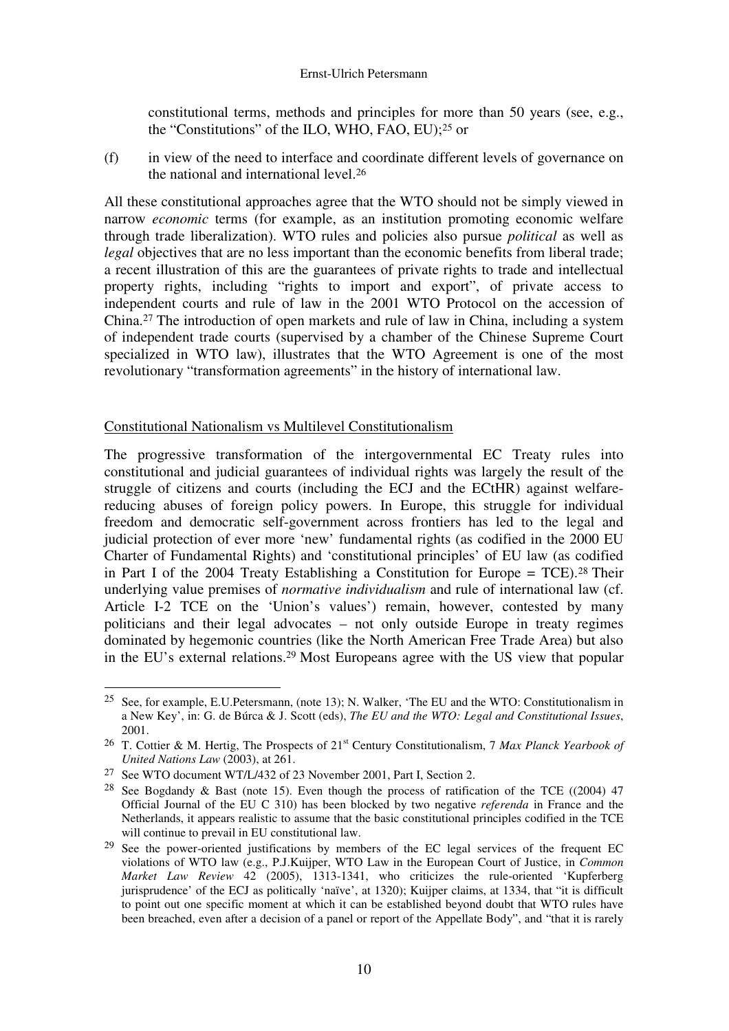constitutional terms, methods and principles for more than 50 years (see, e.g., the "Constitutions" of the ILO, WHO, FAO, EU);[25] or

(f) in view of the need to interface and coordinate different levels of governance on the national and international level.[26]

All these constitutional approaches agree that the WTO should not be simply viewed in narrow *economic* terms (for example, as an institution promoting economic welfare through trade liberalization). WTO rules and policies also pursue *political* as well as *legal* objectives that are no less important than the economic benefits from liberal trade; a recent illustration of this are the guarantees of private rights to trade and intellectual property rights, including "rights to import and export", of private access to independent courts and rule of law in the 2001 WTO Protocol on the accession of China.[27] The introduction of open markets and rule of law in China, including a system of independent trade courts (supervised by a chamber of the Chinese Supreme Court specialized in WTO law), illustrates that the WTO Agreement is one of the most revolutionary "transformation agreements" in the history of international law.

## Constitutional Nationalism vs Multilevel Constitutionalism

The progressive transformation of the intergovernmental EC Treaty rules into constitutional and judicial guarantees of individual rights was largely the result of the struggle of citizens and courts (including the ECJ and the ECtHR) against welfare-reducing abuses of foreign policy powers. In Europe, this struggle for individual freedom and democratic self-government across frontiers has led to the legal and judicial protection of ever more 'new' fundamental rights (as codified in the 2000 EU Charter of Fundamental Rights) and 'constitutional principles' of EU law (as codified in Part I of the 2004 Treaty Establishing a Constitution for Europe = TCE).[28] Their underlying value premises of *normative individualism* and rule of international law (cf. Article I-2 TCE on the 'Union's values') remain, however, contested by many politicians and their legal advocates – not only outside Europe in treaty regimes dominated by hegemonic countries (like the North American Free Trade Area) but also in the EU's external relations.[29] Most Europeans agree with the US view that popular

---

[25] See, for example, E.U.Petersmann, (note 13); N. Walker, 'The EU and the WTO: Constitutionalism in a New Key', in: G. de Búrca & J. Scott (eds), *The EU and the WTO: Legal and Constitutional Issues*, 2001.

[26] T. Cottier & M. Hertig, The Prospects of 21st Century Constitutionalism, 7 *Max Planck Yearbook of United Nations Law* (2003), at 261.

[27] See WTO document WT/L/432 of 23 November 2001, Part I, Section 2.

[28] See Bogdandy & Bast (note 15). Even though the process of ratification of the TCE ((2004) 47 Official Journal of the EU C 310) has been blocked by two negative *referenda* in France and the Netherlands, it appears realistic to assume that the basic constitutional principles codified in the TCE will continue to prevail in EU constitutional law.

[29] See the power-oriented justifications by members of the EC legal services of the frequent EC violations of WTO law (e.g., P.J.Kuijper, WTO Law in the European Court of Justice, in *Common Market Law Review* 42 (2005), 1313-1341, who criticizes the rule-oriented 'Kupferberg jurisprudence' of the ECJ as politically 'naïve', at 1320); Kuijper claims, at 1334, that "it is difficult to point out one specific moment at which it can be established beyond doubt that WTO rules have been breached, even after a decision of a panel or report of the Appellate Body", and "that it is rarely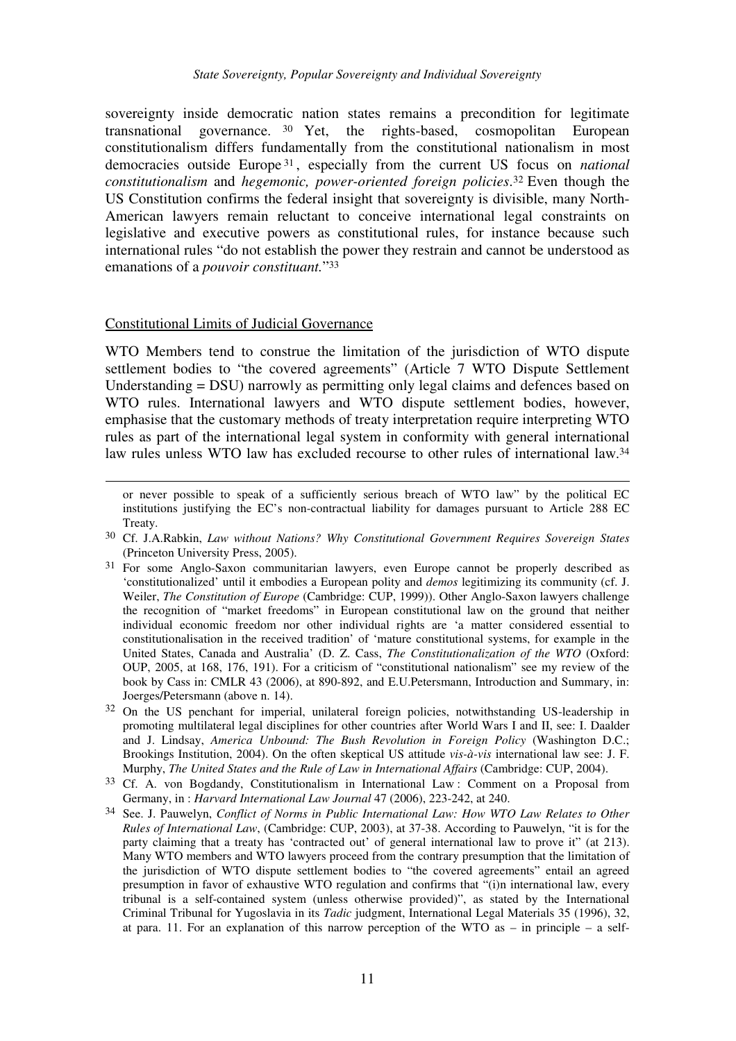sovereignty inside democratic nation states remains a precondition for legitimate transnational governance.[30] Yet, the rights-based, cosmopolitan European constitutionalism differs fundamentally from the constitutional nationalism in most democracies outside Europe[31], especially from the current US focus on *national constitutionalism* and *hegemonic, power-oriented foreign policies*.[32] Even though the US Constitution confirms the federal insight that sovereignty is divisible, many North-American lawyers remain reluctant to conceive international legal constraints on legislative and executive powers as constitutional rules, for instance because such international rules "do not establish the power they restrain and cannot be understood as emanations of a *pouvoir constituant.*"[33]

<u>Constitutional Limits of Judicial Governance</u>

WTO Members tend to construe the limitation of the jurisdiction of WTO dispute settlement bodies to "the covered agreements" (Article 7 WTO Dispute Settlement Understanding = DSU) narrowly as permitting only legal claims and defences based on WTO rules. International lawyers and WTO dispute settlement bodies, however, emphasise that the customary methods of treaty interpretation require interpreting WTO rules as part of the international legal system in conformity with general international law rules unless WTO law has excluded recourse to other rules of international law.[34]

---

or never possible to speak of a sufficiently serious breach of WTO law" by the political EC institutions justifying the EC's non-contractual liability for damages pursuant to Article 288 EC Treaty.

[30] Cf. J.A.Rabkin, *Law without Nations? Why Constitutional Government Requires Sovereign States* (Princeton University Press, 2005).

[31] For some Anglo-Saxon communitarian lawyers, even Europe cannot be properly described as 'constitutionalized' until it embodies a European polity and *demos* legitimizing its community (cf. J. Weiler, *The Constitution of Europe* (Cambridge: CUP, 1999)). Other Anglo-Saxon lawyers challenge the recognition of "market freedoms" in European constitutional law on the ground that neither individual economic freedom nor other individual rights are 'a matter considered essential to constitutionalisation in the received tradition' of 'mature constitutional systems, for example in the United States, Canada and Australia' (D. Z. Cass, *The Constitutionalization of the WTO* (Oxford: OUP, 2005, at 168, 176, 191). For a criticism of "constitutional nationalism" see my review of the book by Cass in: CMLR 43 (2006), at 890-892, and E.U.Petersmann, Introduction and Summary, in: Joerges/Petersmann (above n. 14).

[32] On the US penchant for imperial, unilateral foreign policies, notwithstanding US-leadership in promoting multilateral legal disciplines for other countries after World Wars I and II, see: I. Daalder and J. Lindsay, *America Unbound: The Bush Revolution in Foreign Policy* (Washington D.C.; Brookings Institution, 2004). On the often skeptical US attitude *vis-à-vis* international law see: J. F. Murphy, *The United States and the Rule of Law in International Affairs* (Cambridge: CUP, 2004).

[33] Cf. A. von Bogdandy, Constitutionalism in International Law : Comment on a Proposal from Germany, in : *Harvard International Law Journal* 47 (2006), 223-242, at 240.

[34] See. J. Pauwelyn, *Conflict of Norms in Public International Law: How WTO Law Relates to Other Rules of International Law*, (Cambridge: CUP, 2003), at 37-38. According to Pauwelyn, "it is for the party claiming that a treaty has 'contracted out' of general international law to prove it" (at 213). Many WTO members and WTO lawyers proceed from the contrary presumption that the limitation of the jurisdiction of WTO dispute settlement bodies to "the covered agreements" entail an agreed presumption in favor of exhaustive WTO regulation and confirms that "(i)n international law, every tribunal is a self-contained system (unless otherwise provided)", as stated by the International Criminal Tribunal for Yugoslavia in its *Tadic* judgment, International Legal Materials 35 (1996), 32, at para. 11. For an explanation of this narrow perception of the WTO as – in principle – a self-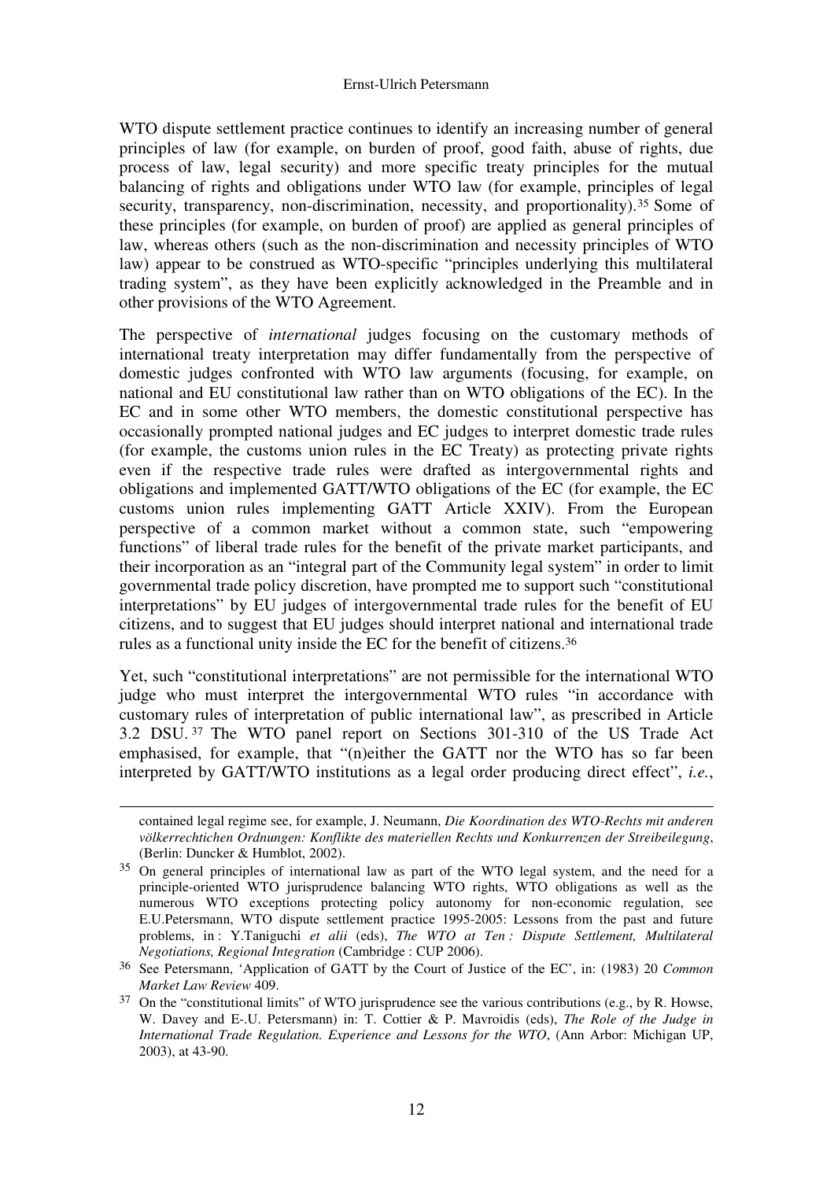WTO dispute settlement practice continues to identify an increasing number of general principles of law (for example, on burden of proof, good faith, abuse of rights, due process of law, legal security) and more specific treaty principles for the mutual balancing of rights and obligations under WTO law (for example, principles of legal security, transparency, non-discrimination, necessity, and proportionality).[35] Some of these principles (for example, on burden of proof) are applied as general principles of law, whereas others (such as the non-discrimination and necessity principles of WTO law) appear to be construed as WTO-specific "principles underlying this multilateral trading system", as they have been explicitly acknowledged in the Preamble and in other provisions of the WTO Agreement.

The perspective of *international* judges focusing on the customary methods of international treaty interpretation may differ fundamentally from the perspective of domestic judges confronted with WTO law arguments (focusing, for example, on national and EU constitutional law rather than on WTO obligations of the EC). In the EC and in some other WTO members, the domestic constitutional perspective has occasionally prompted national judges and EC judges to interpret domestic trade rules (for example, the customs union rules in the EC Treaty) as protecting private rights even if the respective trade rules were drafted as intergovernmental rights and obligations and implemented GATT/WTO obligations of the EC (for example, the EC customs union rules implementing GATT Article XXIV). From the European perspective of a common market without a common state, such "empowering functions" of liberal trade rules for the benefit of the private market participants, and their incorporation as an "integral part of the Community legal system" in order to limit governmental trade policy discretion, have prompted me to support such "constitutional interpretations" by EU judges of intergovernmental trade rules for the benefit of EU citizens, and to suggest that EU judges should interpret national and international trade rules as a functional unity inside the EC for the benefit of citizens.[36]

Yet, such "constitutional interpretations" are not permissible for the international WTO judge who must interpret the intergovernmental WTO rules "in accordance with customary rules of interpretation of public international law", as prescribed in Article 3.2 DSU.[37] The WTO panel report on Sections 301-310 of the US Trade Act emphasised, for example, that "(n)either the GATT nor the WTO has so far been interpreted by GATT/WTO institutions as a legal order producing direct effect", *i.e.*,

---

contained legal regime see, for example, J. Neumann, *Die Koordination des WTO-Rechts mit anderen völkerrechtichen Ordnungen: Konflikte des materiellen Rechts und Konkurrenzen der Streibeilegung*, (Berlin: Duncker & Humblot, 2002).

[35] On general principles of international law as part of the WTO legal system, and the need for a principle-oriented WTO jurisprudence balancing WTO rights, WTO obligations as well as the numerous WTO exceptions protecting policy autonomy for non-economic regulation, see E.U.Petersmann, WTO dispute settlement practice 1995-2005: Lessons from the past and future problems, in : Y.Taniguchi *et alii* (eds), *The WTO at Ten : Dispute Settlement, Multilateral Negotiations, Regional Integration* (Cambridge : CUP 2006).

[36] See Petersmann, 'Application of GATT by the Court of Justice of the EC', in: (1983) 20 *Common Market Law Review* 409.

[37] On the "constitutional limits" of WTO jurisprudence see the various contributions (e.g., by R. Howse, W. Davey and E-.U. Petersmann) in: T. Cottier & P. Mavroidis (eds), *The Role of the Judge in International Trade Regulation. Experience and Lessons for the WTO*, (Ann Arbor: Michigan UP, 2003), at 43-90.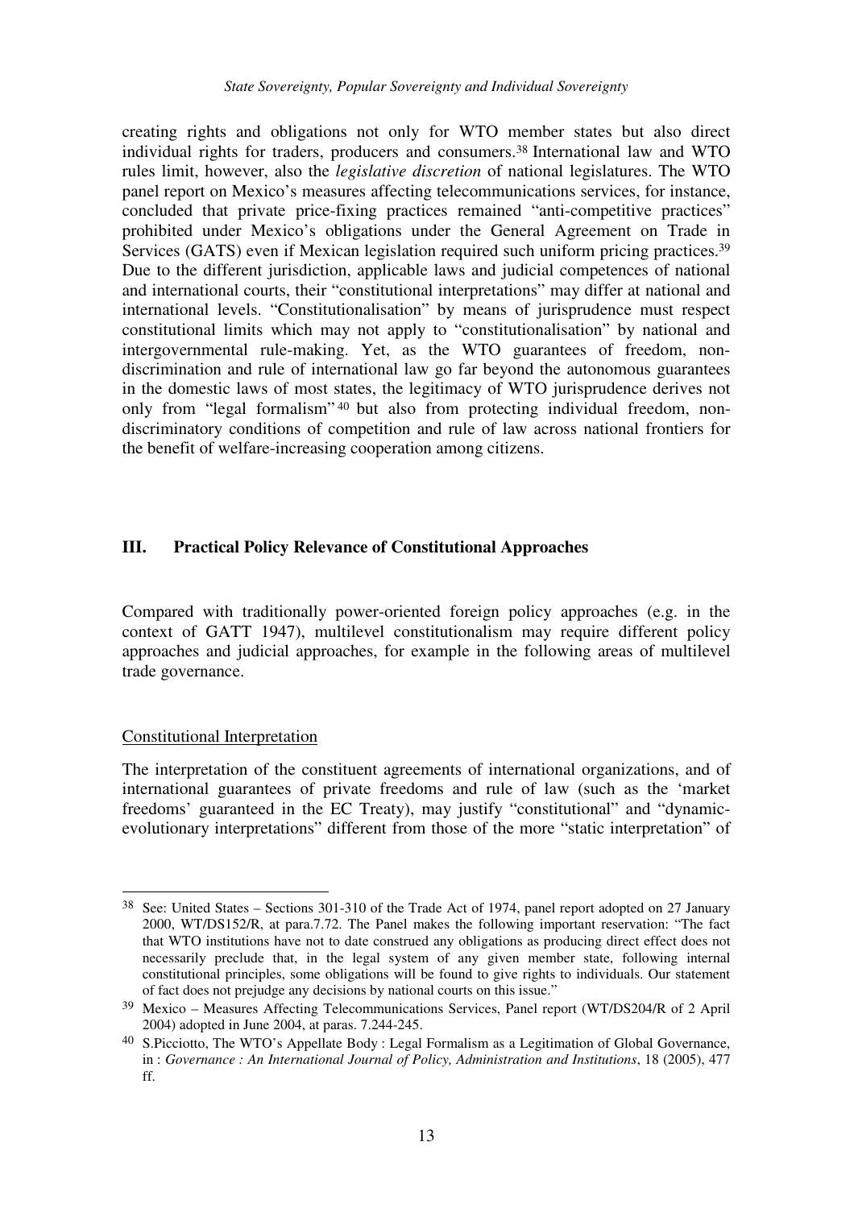creating rights and obligations not only for WTO member states but also direct individual rights for traders, producers and consumers.[38] International law and WTO rules limit, however, also the *legislative discretion* of national legislatures. The WTO panel report on Mexico's measures affecting telecommunications services, for instance, concluded that private price-fixing practices remained "anti-competitive practices" prohibited under Mexico's obligations under the General Agreement on Trade in Services (GATS) even if Mexican legislation required such uniform pricing practices.[39] Due to the different jurisdiction, applicable laws and judicial competences of national and international courts, their "constitutional interpretations" may differ at national and international levels. "Constitutionalisation" by means of jurisprudence must respect constitutional limits which may not apply to "constitutionalisation" by national and intergovernmental rule-making. Yet, as the WTO guarantees of freedom, non-discrimination and rule of international law go far beyond the autonomous guarantees in the domestic laws of most states, the legitimacy of WTO jurisprudence derives not only from "legal formalism"[40] but also from protecting individual freedom, non-discriminatory conditions of competition and rule of law across national frontiers for the benefit of welfare-increasing cooperation among citizens.

## III. Practical Policy Relevance of Constitutional Approaches

Compared with traditionally power-oriented foreign policy approaches (e.g. in the context of GATT 1947), multilevel constitutionalism may require different policy approaches and judicial approaches, for example in the following areas of multilevel trade governance.

### Constitutional Interpretation

The interpretation of the constituent agreements of international organizations, and of international guarantees of private freedoms and rule of law (such as the 'market freedoms' guaranteed in the EC Treaty), may justify "constitutional" and "dynamic-evolutionary interpretations" different from those of the more "static interpretation" of

---

[38] See: United States – Sections 301-310 of the Trade Act of 1974, panel report adopted on 27 January 2000, WT/DS152/R, at para.7.72. The Panel makes the following important reservation: "The fact that WTO institutions have not to date construed any obligations as producing direct effect does not necessarily preclude that, in the legal system of any given member state, following internal constitutional principles, some obligations will be found to give rights to individuals. Our statement of fact does not prejudge any decisions by national courts on this issue."

[39] Mexico – Measures Affecting Telecommunications Services, Panel report (WT/DS204/R of 2 April 2004) adopted in June 2004, at paras. 7.244-245.

[40] S.Picciotto, The WTO's Appellate Body : Legal Formalism as a Legitimation of Global Governance, in : *Governance : An International Journal of Policy, Administration and Institutions*, 18 (2005), 477 ff.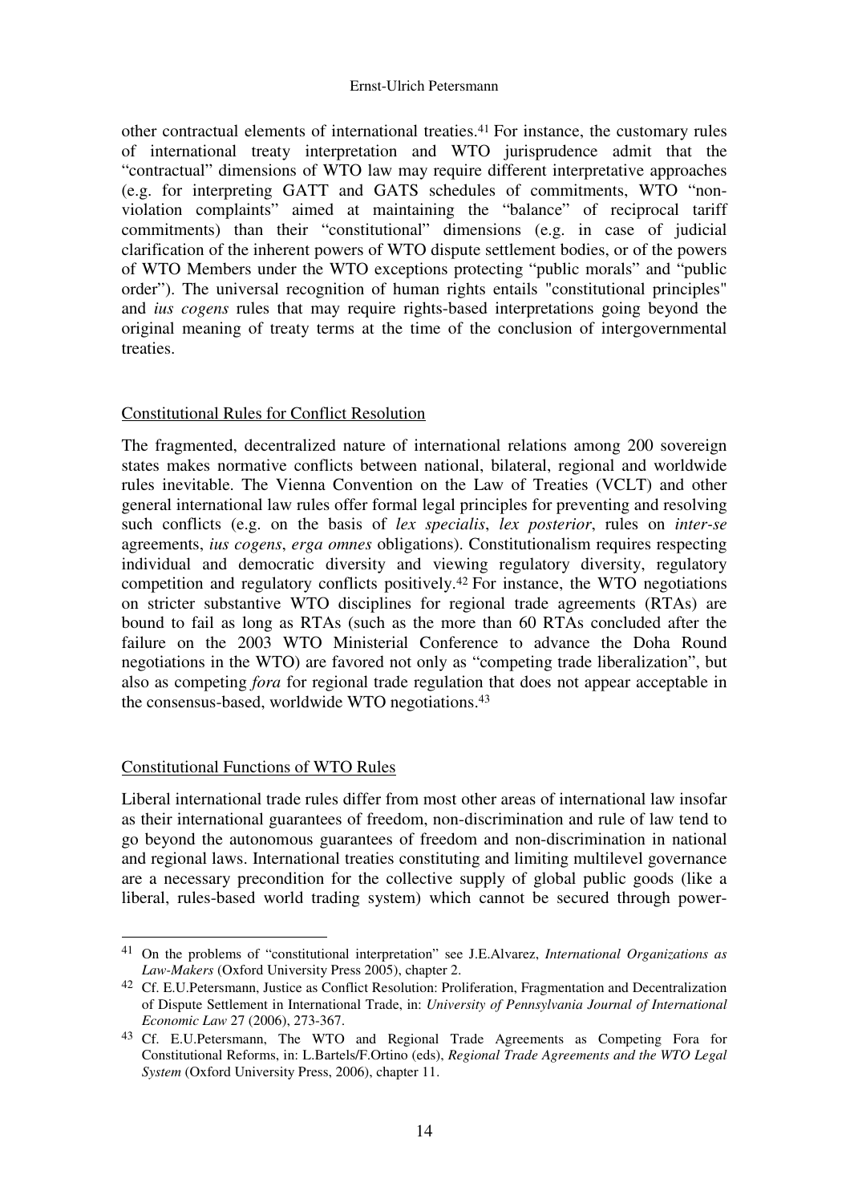other contractual elements of international treaties.[41] For instance, the customary rules of international treaty interpretation and WTO jurisprudence admit that the "contractual" dimensions of WTO law may require different interpretative approaches (e.g. for interpreting GATT and GATS schedules of commitments, WTO "non-violation complaints" aimed at maintaining the "balance" of reciprocal tariff commitments) than their "constitutional" dimensions (e.g. in case of judicial clarification of the inherent powers of WTO dispute settlement bodies, or of the powers of WTO Members under the WTO exceptions protecting "public morals" and "public order"). The universal recognition of human rights entails "constitutional principles" and *ius cogens* rules that may require rights-based interpretations going beyond the original meaning of treaty terms at the time of the conclusion of intergovernmental treaties.

## Constitutional Rules for Conflict Resolution

The fragmented, decentralized nature of international relations among 200 sovereign states makes normative conflicts between national, bilateral, regional and worldwide rules inevitable. The Vienna Convention on the Law of Treaties (VCLT) and other general international law rules offer formal legal principles for preventing and resolving such conflicts (e.g. on the basis of *lex specialis*, *lex posterior*, rules on *inter-se* agreements, *ius cogens*, *erga omnes* obligations). Constitutionalism requires respecting individual and democratic diversity and viewing regulatory diversity, regulatory competition and regulatory conflicts positively.[42] For instance, the WTO negotiations on stricter substantive WTO disciplines for regional trade agreements (RTAs) are bound to fail as long as RTAs (such as the more than 60 RTAs concluded after the failure on the 2003 WTO Ministerial Conference to advance the Doha Round negotiations in the WTO) are favored not only as "competing trade liberalization", but also as competing *fora* for regional trade regulation that does not appear acceptable in the consensus-based, worldwide WTO negotiations.[43]

## Constitutional Functions of WTO Rules

Liberal international trade rules differ from most other areas of international law insofar as their international guarantees of freedom, non-discrimination and rule of law tend to go beyond the autonomous guarantees of freedom and non-discrimination in national and regional laws. International treaties constituting and limiting multilevel governance are a necessary precondition for the collective supply of global public goods (like a liberal, rules-based world trading system) which cannot be secured through power-

---

[41] On the problems of "constitutional interpretation" see J.E.Alvarez, *International Organizations as Law-Makers* (Oxford University Press 2005), chapter 2.

[42] Cf. E.U.Petersmann, Justice as Conflict Resolution: Proliferation, Fragmentation and Decentralization of Dispute Settlement in International Trade, in: *University of Pennsylvania Journal of International Economic Law* 27 (2006), 273-367.

[43] Cf. E.U.Petersmann, The WTO and Regional Trade Agreements as Competing Fora for Constitutional Reforms, in: L.Bartels/F.Ortino (eds), *Regional Trade Agreements and the WTO Legal System* (Oxford University Press, 2006), chapter 11.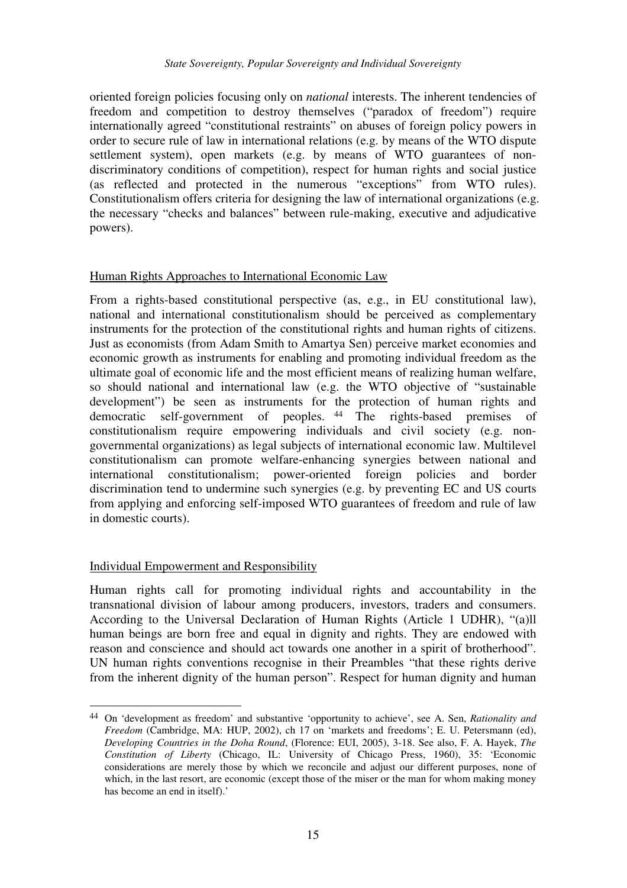oriented foreign policies focusing only on *national* interests. The inherent tendencies of freedom and competition to destroy themselves ("paradox of freedom") require internationally agreed "constitutional restraints" on abuses of foreign policy powers in order to secure rule of law in international relations (e.g. by means of the WTO dispute settlement system), open markets (e.g. by means of WTO guarantees of non-discriminatory conditions of competition), respect for human rights and social justice (as reflected and protected in the numerous "exceptions" from WTO rules). Constitutionalism offers criteria for designing the law of international organizations (e.g. the necessary "checks and balances" between rule-making, executive and adjudicative powers).

## Human Rights Approaches to International Economic Law

From a rights-based constitutional perspective (as, e.g., in EU constitutional law), national and international constitutionalism should be perceived as complementary instruments for the protection of the constitutional rights and human rights of citizens. Just as economists (from Adam Smith to Amartya Sen) perceive market economies and economic growth as instruments for enabling and promoting individual freedom as the ultimate goal of economic life and the most efficient means of realizing human welfare, so should national and international law (e.g. the WTO objective of "sustainable development") be seen as instruments for the protection of human rights and democratic self-government of peoples. [44] The rights-based premises of constitutionalism require empowering individuals and civil society (e.g. non-governmental organizations) as legal subjects of international economic law. Multilevel constitutionalism can promote welfare-enhancing synergies between national and international constitutionalism; power-oriented foreign policies and border discrimination tend to undermine such synergies (e.g. by preventing EC and US courts from applying and enforcing self-imposed WTO guarantees of freedom and rule of law in domestic courts).

## Individual Empowerment and Responsibility

Human rights call for promoting individual rights and accountability in the transnational division of labour among producers, investors, traders and consumers. According to the Universal Declaration of Human Rights (Article 1 UDHR), "(a)ll human beings are born free and equal in dignity and rights. They are endowed with reason and conscience and should act towards one another in a spirit of brotherhood". UN human rights conventions recognise in their Preambles "that these rights derive from the inherent dignity of the human person". Respect for human dignity and human

---

[44] On 'development as freedom' and substantive 'opportunity to achieve', see A. Sen, *Rationality and Freedom* (Cambridge, MA: HUP, 2002), ch 17 on 'markets and freedoms'; E. U. Petersmann (ed), *Developing Countries in the Doha Round*, (Florence: EUI, 2005), 3-18. See also, F. A. Hayek, *The Constitution of Liberty* (Chicago, IL: University of Chicago Press, 1960), 35: 'Economic considerations are merely those by which we reconcile and adjust our different purposes, none of which, in the last resort, are economic (except those of the miser or the man for whom making money has become an end in itself).'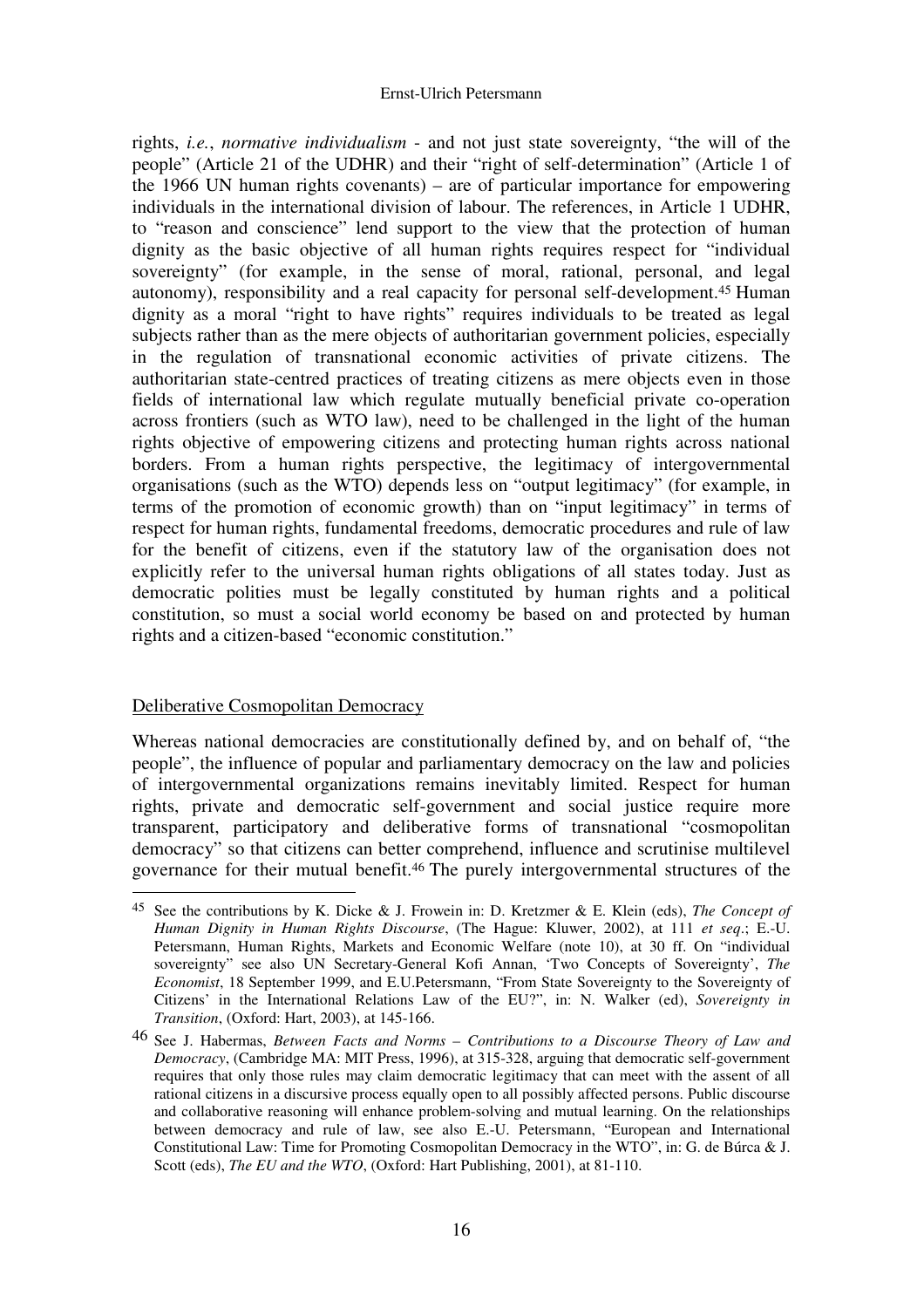rights, *i.e.*, *normative individualism* - and not just state sovereignty, "the will of the people" (Article 21 of the UDHR) and their "right of self-determination" (Article 1 of the 1966 UN human rights covenants) – are of particular importance for empowering individuals in the international division of labour. The references, in Article 1 UDHR, to "reason and conscience" lend support to the view that the protection of human dignity as the basic objective of all human rights requires respect for "individual sovereignty" (for example, in the sense of moral, rational, personal, and legal autonomy), responsibility and a real capacity for personal self-development.[45] Human dignity as a moral "right to have rights" requires individuals to be treated as legal subjects rather than as the mere objects of authoritarian government policies, especially in the regulation of transnational economic activities of private citizens. The authoritarian state-centred practices of treating citizens as mere objects even in those fields of international law which regulate mutually beneficial private co-operation across frontiers (such as WTO law), need to be challenged in the light of the human rights objective of empowering citizens and protecting human rights across national borders. From a human rights perspective, the legitimacy of intergovernmental organisations (such as the WTO) depends less on "output legitimacy" (for example, in terms of the promotion of economic growth) than on "input legitimacy" in terms of respect for human rights, fundamental freedoms, democratic procedures and rule of law for the benefit of citizens, even if the statutory law of the organisation does not explicitly refer to the universal human rights obligations of all states today. Just as democratic polities must be legally constituted by human rights and a political constitution, so must a social world economy be based on and protected by human rights and a citizen-based "economic constitution."

## Deliberative Cosmopolitan Democracy

Whereas national democracies are constitutionally defined by, and on behalf of, "the people", the influence of popular and parliamentary democracy on the law and policies of intergovernmental organizations remains inevitably limited. Respect for human rights, private and democratic self-government and social justice require more transparent, participatory and deliberative forms of transnational "cosmopolitan democracy" so that citizens can better comprehend, influence and scrutinise multilevel governance for their mutual benefit.[46] The purely intergovernmental structures of the

---

[45] See the contributions by K. Dicke & J. Frowein in: D. Kretzmer & E. Klein (eds), *The Concept of Human Dignity in Human Rights Discourse*, (The Hague: Kluwer, 2002), at 111 *et seq*.; E.-U. Petersmann, Human Rights, Markets and Economic Welfare (note 10), at 30 ff. On "individual sovereignty" see also UN Secretary-General Kofi Annan, 'Two Concepts of Sovereignty', *The Economist*, 18 September 1999, and E.U.Petersmann, "From State Sovereignty to the Sovereignty of Citizens' in the International Relations Law of the EU?", in: N. Walker (ed), *Sovereignty in Transition*, (Oxford: Hart, 2003), at 145-166.

[46] See J. Habermas, *Between Facts and Norms – Contributions to a Discourse Theory of Law and Democracy*, (Cambridge MA: MIT Press, 1996), at 315-328, arguing that democratic self-government requires that only those rules may claim democratic legitimacy that can meet with the assent of all rational citizens in a discursive process equally open to all possibly affected persons. Public discourse and collaborative reasoning will enhance problem-solving and mutual learning. On the relationships between democracy and rule of law, see also E.-U. Petersmann, "European and International Constitutional Law: Time for Promoting Cosmopolitan Democracy in the WTO", in: G. de Búrca & J. Scott (eds), *The EU and the WTO*, (Oxford: Hart Publishing, 2001), at 81-110.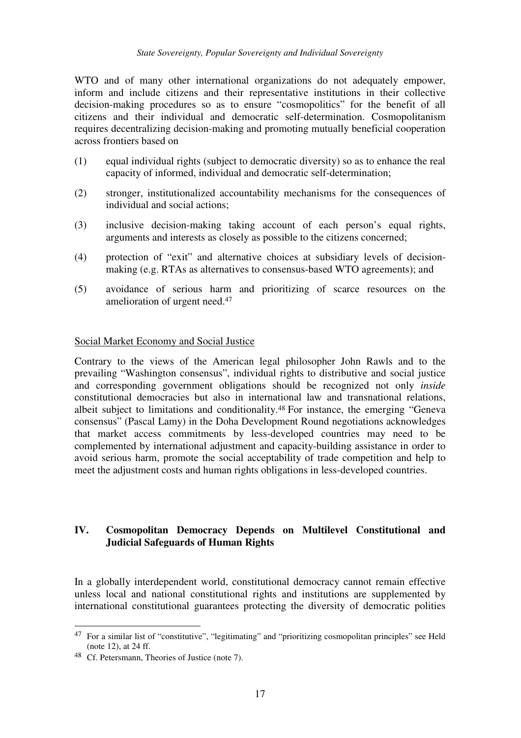WTO and of many other international organizations do not adequately empower, inform and include citizens and their representative institutions in their collective decision-making procedures so as to ensure "cosmopolitics" for the benefit of all citizens and their individual and democratic self-determination. Cosmopolitanism requires decentralizing decision-making and promoting mutually beneficial cooperation across frontiers based on

(1) equal individual rights (subject to democratic diversity) so as to enhance the real capacity of informed, individual and democratic self-determination;

(2) stronger, institutionalized accountability mechanisms for the consequences of individual and social actions;

(3) inclusive decision-making taking account of each person's equal rights, arguments and interests as closely as possible to the citizens concerned;

(4) protection of "exit" and alternative choices at subsidiary levels of decision-making (e.g. RTAs as alternatives to consensus-based WTO agreements); and

(5) avoidance of serious harm and prioritizing of scarce resources on the amelioration of urgent need.[47]

Social Market Economy and Social Justice

Contrary to the views of the American legal philosopher John Rawls and to the prevailing "Washington consensus", individual rights to distributive and social justice and corresponding government obligations should be recognized not only *inside* constitutional democracies but also in international law and transnational relations, albeit subject to limitations and conditionality.[48] For instance, the emerging "Geneva consensus" (Pascal Lamy) in the Doha Development Round negotiations acknowledges that market access commitments by less-developed countries may need to be complemented by international adjustment and capacity-building assistance in order to avoid serious harm, promote the social acceptability of trade competition and help to meet the adjustment costs and human rights obligations in less-developed countries.

## IV. Cosmopolitan Democracy Depends on Multilevel Constitutional and Judicial Safeguards of Human Rights

In a globally interdependent world, constitutional democracy cannot remain effective unless local and national constitutional rights and institutions are supplemented by international constitutional guarantees protecting the diversity of democratic polities

---

[47] For a similar list of "constitutive", "legitimating" and "prioritizing cosmopolitan principles" see Held (note 12), at 24 ff.

[48] Cf. Petersmann, Theories of Justice (note 7).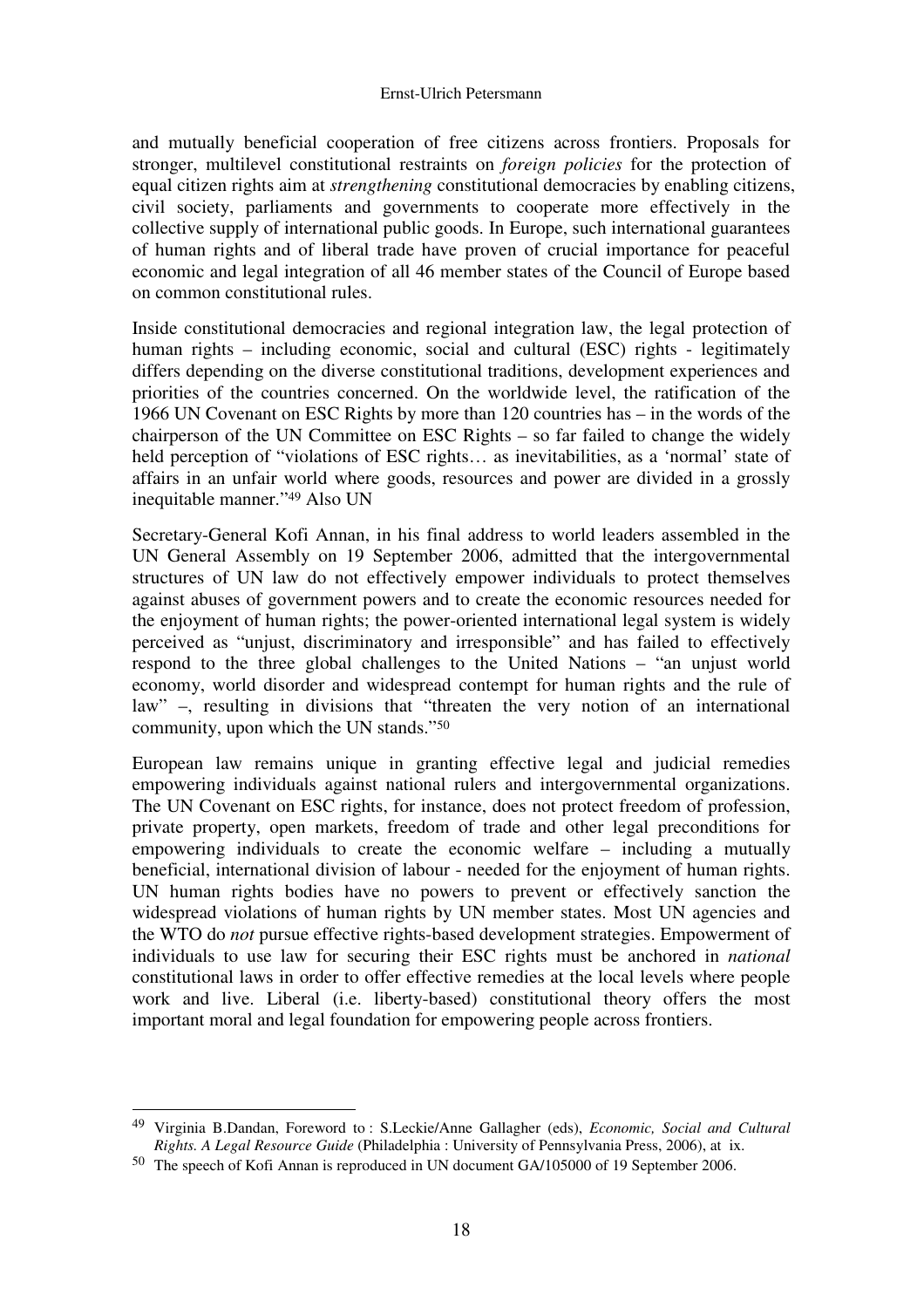and mutually beneficial cooperation of free citizens across frontiers. Proposals for stronger, multilevel constitutional restraints on *foreign policies* for the protection of equal citizen rights aim at *strengthening* constitutional democracies by enabling citizens, civil society, parliaments and governments to cooperate more effectively in the collective supply of international public goods. In Europe, such international guarantees of human rights and of liberal trade have proven of crucial importance for peaceful economic and legal integration of all 46 member states of the Council of Europe based on common constitutional rules.

Inside constitutional democracies and regional integration law, the legal protection of human rights – including economic, social and cultural (ESC) rights - legitimately differs depending on the diverse constitutional traditions, development experiences and priorities of the countries concerned. On the worldwide level, the ratification of the 1966 UN Covenant on ESC Rights by more than 120 countries has – in the words of the chairperson of the UN Committee on ESC Rights – so far failed to change the widely held perception of "violations of ESC rights… as inevitabilities, as a 'normal' state of affairs in an unfair world where goods, resources and power are divided in a grossly inequitable manner."[49] Also UN

Secretary-General Kofi Annan, in his final address to world leaders assembled in the UN General Assembly on 19 September 2006, admitted that the intergovernmental structures of UN law do not effectively empower individuals to protect themselves against abuses of government powers and to create the economic resources needed for the enjoyment of human rights; the power-oriented international legal system is widely perceived as "unjust, discriminatory and irresponsible" and has failed to effectively respond to the three global challenges to the United Nations – "an unjust world economy, world disorder and widespread contempt for human rights and the rule of law" –, resulting in divisions that "threaten the very notion of an international community, upon which the UN stands."[50]

European law remains unique in granting effective legal and judicial remedies empowering individuals against national rulers and intergovernmental organizations. The UN Covenant on ESC rights, for instance, does not protect freedom of profession, private property, open markets, freedom of trade and other legal preconditions for empowering individuals to create the economic welfare – including a mutually beneficial, international division of labour - needed for the enjoyment of human rights. UN human rights bodies have no powers to prevent or effectively sanction the widespread violations of human rights by UN member states. Most UN agencies and the WTO do *not* pursue effective rights-based development strategies. Empowerment of individuals to use law for securing their ESC rights must be anchored in *national* constitutional laws in order to offer effective remedies at the local levels where people work and live. Liberal (i.e. liberty-based) constitutional theory offers the most important moral and legal foundation for empowering people across frontiers.

---

[49] Virginia B.Dandan, Foreword to : S.Leckie/Anne Gallagher (eds), *Economic, Social and Cultural Rights. A Legal Resource Guide* (Philadelphia : University of Pennsylvania Press, 2006), at ix.

[50] The speech of Kofi Annan is reproduced in UN document GA/105000 of 19 September 2006.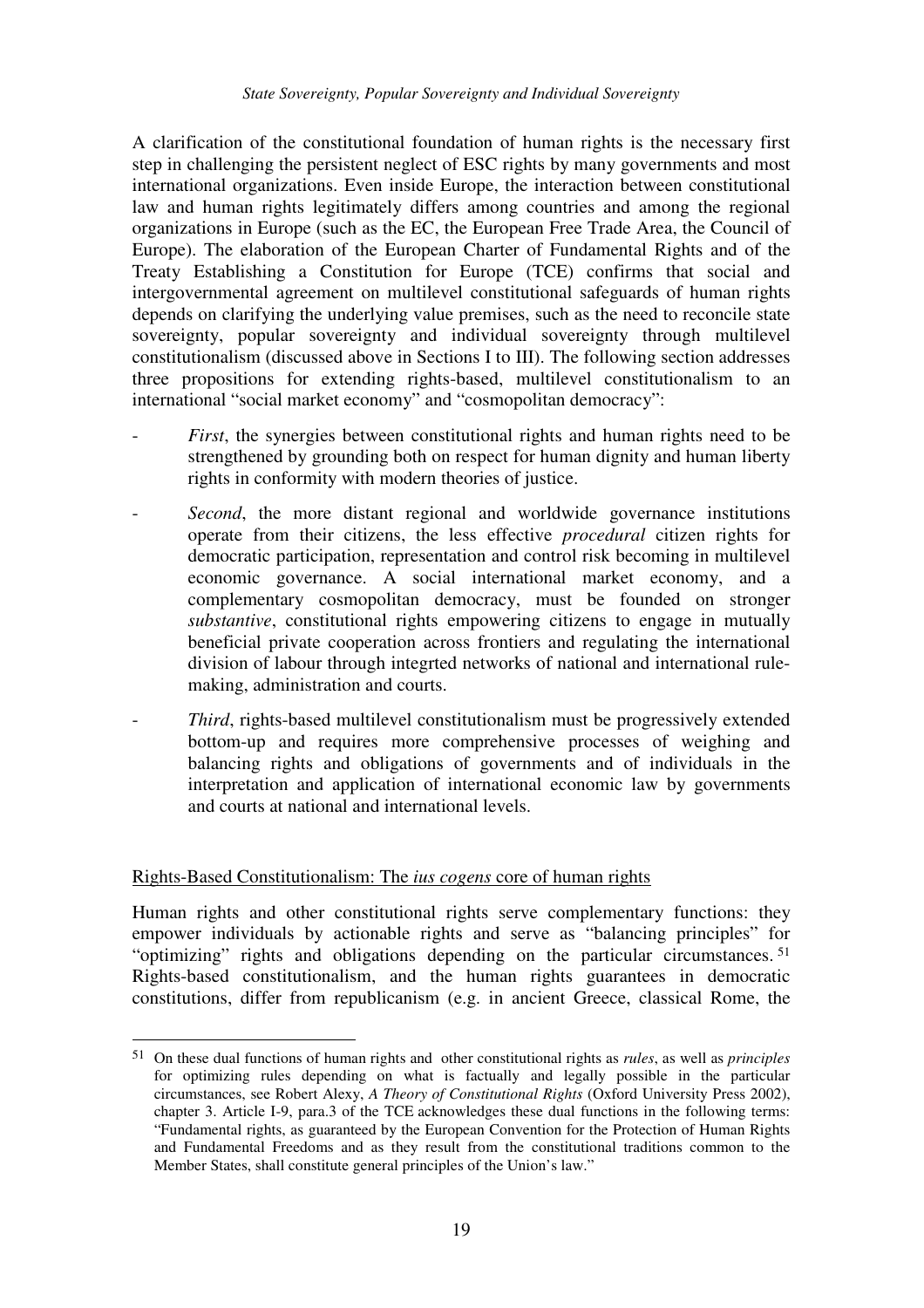A clarification of the constitutional foundation of human rights is the necessary first step in challenging the persistent neglect of ESC rights by many governments and most international organizations. Even inside Europe, the interaction between constitutional law and human rights legitimately differs among countries and among the regional organizations in Europe (such as the EC, the European Free Trade Area, the Council of Europe). The elaboration of the European Charter of Fundamental Rights and of the Treaty Establishing a Constitution for Europe (TCE) confirms that social and intergovernmental agreement on multilevel constitutional safeguards of human rights depends on clarifying the underlying value premises, such as the need to reconcile state sovereignty, popular sovereignty and individual sovereignty through multilevel constitutionalism (discussed above in Sections I to III). The following section addresses three propositions for extending rights-based, multilevel constitutionalism to an international "social market economy" and "cosmopolitan democracy":

- *First*, the synergies between constitutional rights and human rights need to be strengthened by grounding both on respect for human dignity and human liberty rights in conformity with modern theories of justice.
- *Second*, the more distant regional and worldwide governance institutions operate from their citizens, the less effective *procedural* citizen rights for democratic participation, representation and control risk becoming in multilevel economic governance. A social international market economy, and a complementary cosmopolitan democracy, must be founded on stronger *substantive*, constitutional rights empowering citizens to engage in mutually beneficial private cooperation across frontiers and regulating the international division of labour through integrted networks of national and international rule-making, administration and courts.
- *Third*, rights-based multilevel constitutionalism must be progressively extended bottom-up and requires more comprehensive processes of weighing and balancing rights and obligations of governments and of individuals in the interpretation and application of international economic law by governments and courts at national and international levels.

Rights-Based Constitutionalism: The *ius cogens* core of human rights

Human rights and other constitutional rights serve complementary functions: they empower individuals by actionable rights and serve as "balancing principles" for "optimizing" rights and obligations depending on the particular circumstances.[51] Rights-based constitutionalism, and the human rights guarantees in democratic constitutions, differ from republicanism (e.g. in ancient Greece, classical Rome, the

---

[51] On these dual functions of human rights and other constitutional rights as *rules*, as well as *principles* for optimizing rules depending on what is factually and legally possible in the particular circumstances, see Robert Alexy, *A Theory of Constitutional Rights* (Oxford University Press 2002), chapter 3. Article I-9, para.3 of the TCE acknowledges these dual functions in the following terms: "Fundamental rights, as guaranteed by the European Convention for the Protection of Human Rights and Fundamental Freedoms and as they result from the constitutional traditions common to the Member States, shall constitute general principles of the Union's law."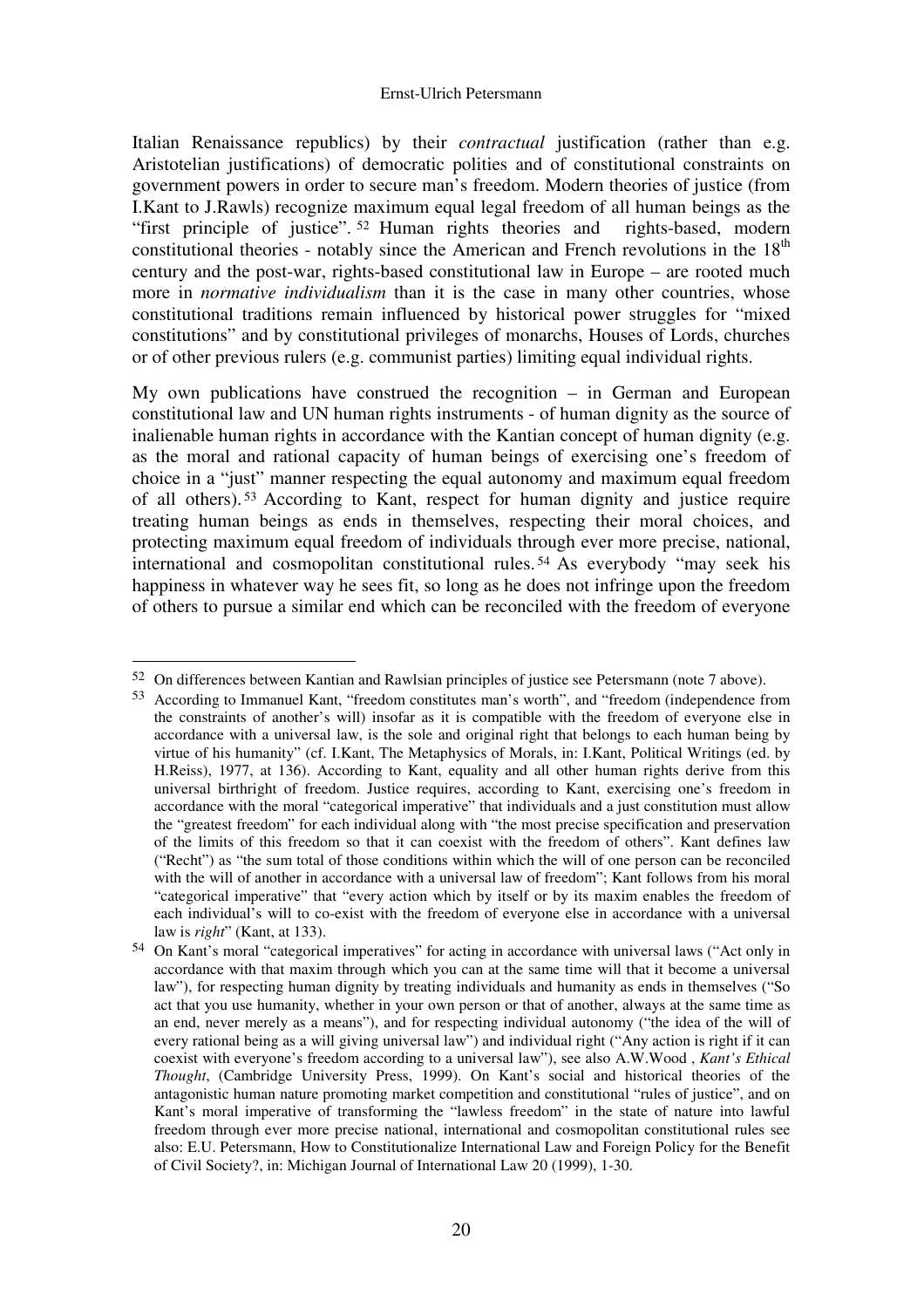Italian Renaissance republics) by their *contractual* justification (rather than e.g. Aristotelian justifications) of democratic polities and of constitutional constraints on government powers in order to secure man's freedom. Modern theories of justice (from I.Kant to J.Rawls) recognize maximum equal legal freedom of all human beings as the "first principle of justice". [52] Human rights theories and rights-based, modern constitutional theories - notably since the American and French revolutions in the $18^{th}$ century and the post-war, rights-based constitutional law in Europe – are rooted much more in *normative individualism* than it is the case in many other countries, whose constitutional traditions remain influenced by historical power struggles for "mixed constitutions" and by constitutional privileges of monarchs, Houses of Lords, churches or of other previous rulers (e.g. communist parties) limiting equal individual rights.

My own publications have construed the recognition – in German and European constitutional law and UN human rights instruments - of human dignity as the source of inalienable human rights in accordance with the Kantian concept of human dignity (e.g. as the moral and rational capacity of human beings of exercising one's freedom of choice in a "just" manner respecting the equal autonomy and maximum equal freedom of all others). [53] According to Kant, respect for human dignity and justice require treating human beings as ends in themselves, respecting their moral choices, and protecting maximum equal freedom of individuals through ever more precise, national, international and cosmopolitan constitutional rules. [54] As everybody "may seek his happiness in whatever way he sees fit, so long as he does not infringe upon the freedom of others to pursue a similar end which can be reconciled with the freedom of everyone

---

[52] On differences between Kantian and Rawlsian principles of justice see Petersmann (note 7 above).

[53] According to Immanuel Kant, "freedom constitutes man's worth", and "freedom (independence from the constraints of another's will) insofar as it is compatible with the freedom of everyone else in accordance with a universal law, is the sole and original right that belongs to each human being by virtue of his humanity" (cf. I.Kant, The Metaphysics of Morals, in: I.Kant, Political Writings (ed. by H.Reiss), 1977, at 136). According to Kant, equality and all other human rights derive from this universal birthright of freedom. Justice requires, according to Kant, exercising one's freedom in accordance with the moral "categorical imperative" that individuals and a just constitution must allow the "greatest freedom" for each individual along with "the most precise specification and preservation of the limits of this freedom so that it can coexist with the freedom of others". Kant defines law ("Recht") as "the sum total of those conditions within which the will of one person can be reconciled with the will of another in accordance with a universal law of freedom"; Kant follows from his moral "categorical imperative" that "every action which by itself or by its maxim enables the freedom of each individual's will to co-exist with the freedom of everyone else in accordance with a universal law is *right*" (Kant, at 133).

[54] On Kant's moral "categorical imperatives" for acting in accordance with universal laws ("Act only in accordance with that maxim through which you can at the same time will that it become a universal law"), for respecting human dignity by treating individuals and humanity as ends in themselves ("So act that you use humanity, whether in your own person or that of another, always at the same time as an end, never merely as a means"), and for respecting individual autonomy ("the idea of the will of every rational being as a will giving universal law") and individual right ("Any action is right if it can coexist with everyone's freedom according to a universal law"), see also A.W.Wood , *Kant's Ethical Thought*, (Cambridge University Press, 1999). On Kant's social and historical theories of the antagonistic human nature promoting market competition and constitutional "rules of justice", and on Kant's moral imperative of transforming the "lawless freedom" in the state of nature into lawful freedom through ever more precise national, international and cosmopolitan constitutional rules see also: E.U. Petersmann, How to Constitutionalize International Law and Foreign Policy for the Benefit of Civil Society?, in: Michigan Journal of International Law 20 (1999), 1-30.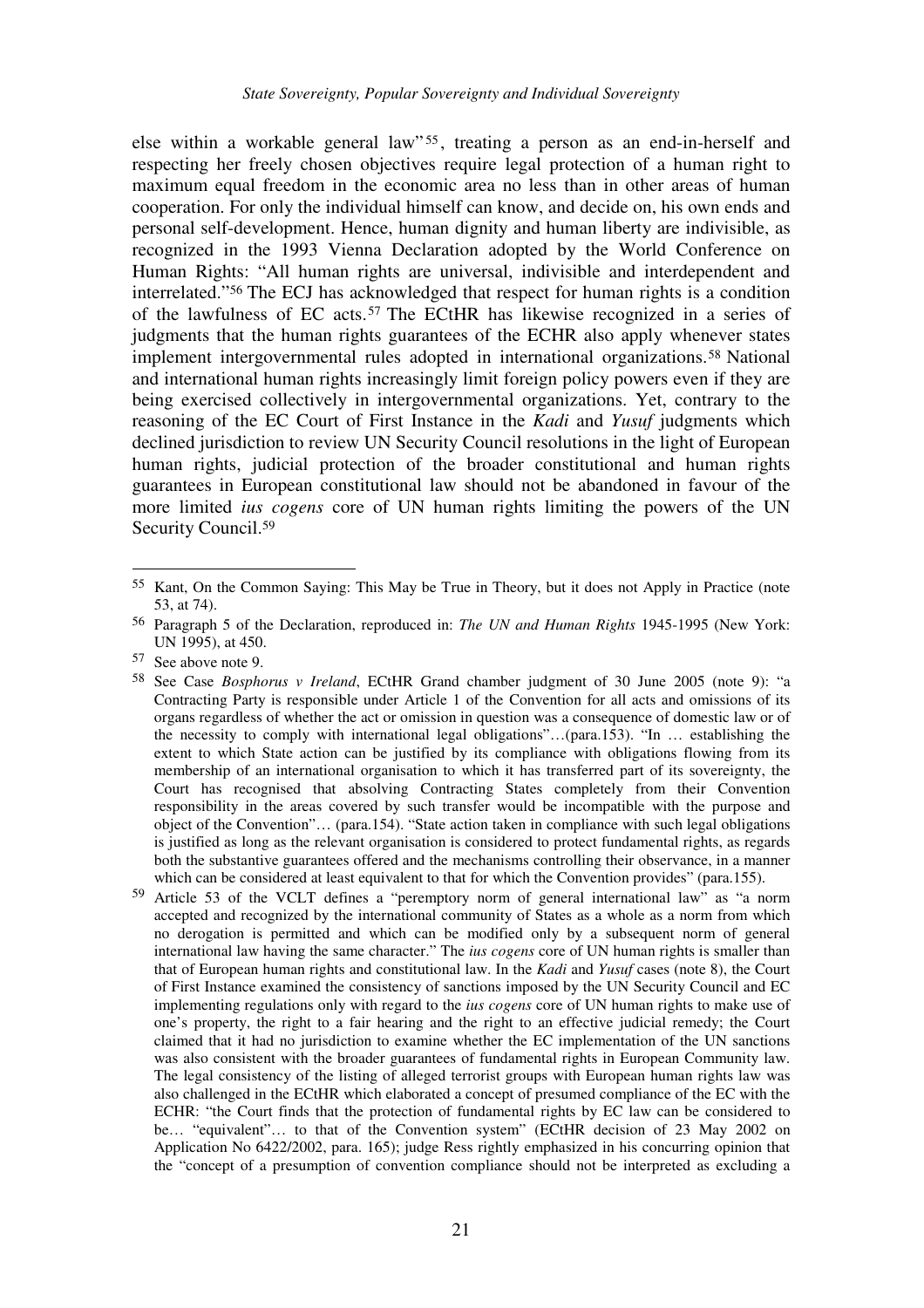else within a workable general law"[55], treating a person as an end-in-herself and respecting her freely chosen objectives require legal protection of a human right to maximum equal freedom in the economic area no less than in other areas of human cooperation. For only the individual himself can know, and decide on, his own ends and personal self-development. Hence, human dignity and human liberty are indivisible, as recognized in the 1993 Vienna Declaration adopted by the World Conference on Human Rights: "All human rights are universal, indivisible and interdependent and interrelated."[56] The ECJ has acknowledged that respect for human rights is a condition of the lawfulness of EC acts.[57] The ECtHR has likewise recognized in a series of judgments that the human rights guarantees of the ECHR also apply whenever states implement intergovernmental rules adopted in international organizations.[58] National and international human rights increasingly limit foreign policy powers even if they are being exercised collectively in intergovernmental organizations. Yet, contrary to the reasoning of the EC Court of First Instance in the *Kadi* and *Yusuf* judgments which declined jurisdiction to review UN Security Council resolutions in the light of European human rights, judicial protection of the broader constitutional and human rights guarantees in European constitutional law should not be abandoned in favour of the more limited *ius cogens* core of UN human rights limiting the powers of the UN Security Council.[59]

---

[55] Kant, On the Common Saying: This May be True in Theory, but it does not Apply in Practice (note 53, at 74).

[56] Paragraph 5 of the Declaration, reproduced in: *The UN and Human Rights* 1945-1995 (New York: UN 1995), at 450.

[57] See above note 9.

[58] See Case *Bosphorus v Ireland*, ECtHR Grand chamber judgment of 30 June 2005 (note 9): "a Contracting Party is responsible under Article 1 of the Convention for all acts and omissions of its organs regardless of whether the act or omission in question was a consequence of domestic law or of the necessity to comply with international legal obligations"…(para.153). "In … establishing the extent to which State action can be justified by its compliance with obligations flowing from its membership of an international organisation to which it has transferred part of its sovereignty, the Court has recognised that absolving Contracting States completely from their Convention responsibility in the areas covered by such transfer would be incompatible with the purpose and object of the Convention"… (para.154). "State action taken in compliance with such legal obligations is justified as long as the relevant organisation is considered to protect fundamental rights, as regards both the substantive guarantees offered and the mechanisms controlling their observance, in a manner which can be considered at least equivalent to that for which the Convention provides" (para.155).

[59] Article 53 of the VCLT defines a "peremptory norm of general international law" as "a norm accepted and recognized by the international community of States as a whole as a norm from which no derogation is permitted and which can be modified only by a subsequent norm of general international law having the same character." The *ius cogens* core of UN human rights is smaller than that of European human rights and constitutional law. In the *Kadi* and *Yusuf* cases (note 8), the Court of First Instance examined the consistency of sanctions imposed by the UN Security Council and EC implementing regulations only with regard to the *ius cogens* core of UN human rights to make use of one's property, the right to a fair hearing and the right to an effective judicial remedy; the Court claimed that it had no jurisdiction to examine whether the EC implementation of the UN sanctions was also consistent with the broader guarantees of fundamental rights in European Community law. The legal consistency of the listing of alleged terrorist groups with European human rights law was also challenged in the ECtHR which elaborated a concept of presumed compliance of the EC with the ECHR: "the Court finds that the protection of fundamental rights by EC law can be considered to be… "equivalent"… to that of the Convention system" (ECtHR decision of 23 May 2002 on Application No 6422/2002, para. 165); judge Ress rightly emphasized in his concurring opinion that the "concept of a presumption of convention compliance should not be interpreted as excluding a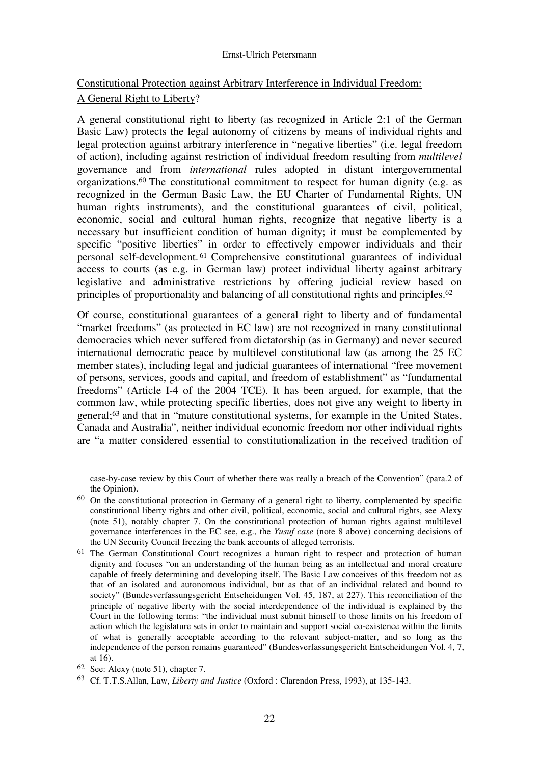Constitutional Protection against Arbitrary Interference in Individual Freedom: A General Right to Liberty?

A general constitutional right to liberty (as recognized in Article 2:1 of the German Basic Law) protects the legal autonomy of citizens by means of individual rights and legal protection against arbitrary interference in "negative liberties" (i.e. legal freedom of action), including against restriction of individual freedom resulting from *multilevel* governance and from *international* rules adopted in distant intergovernmental organizations.[60] The constitutional commitment to respect for human dignity (e.g. as recognized in the German Basic Law, the EU Charter of Fundamental Rights, UN human rights instruments), and the constitutional guarantees of civil, political, economic, social and cultural human rights, recognize that negative liberty is a necessary but insufficient condition of human dignity; it must be complemented by specific "positive liberties" in order to effectively empower individuals and their personal self-development.[61] Comprehensive constitutional guarantees of individual access to courts (as e.g. in German law) protect individual liberty against arbitrary legislative and administrative restrictions by offering judicial review based on principles of proportionality and balancing of all constitutional rights and principles.[62]

Of course, constitutional guarantees of a general right to liberty and of fundamental "market freedoms" (as protected in EC law) are not recognized in many constitutional democracies which never suffered from dictatorship (as in Germany) and never secured international democratic peace by multilevel constitutional law (as among the 25 EC member states), including legal and judicial guarantees of international "free movement of persons, services, goods and capital, and freedom of establishment" as "fundamental freedoms" (Article I-4 of the 2004 TCE). It has been argued, for example, that the common law, while protecting specific liberties, does not give any weight to liberty in general;[63] and that in "mature constitutional systems, for example in the United States, Canada and Australia", neither individual economic freedom nor other individual rights are "a matter considered essential to constitutionalization in the received tradition of

---

case-by-case review by this Court of whether there was really a breach of the Convention" (para.2 of the Opinion).

[60] On the constitutional protection in Germany of a general right to liberty, complemented by specific constitutional liberty rights and other civil, political, economic, social and cultural rights, see Alexy (note 51), notably chapter 7. On the constitutional protection of human rights against multilevel governance interferences in the EC see, e.g., the *Yusuf case* (note 8 above) concerning decisions of the UN Security Council freezing the bank accounts of alleged terrorists.

[61] The German Constitutional Court recognizes a human right to respect and protection of human dignity and focuses "on an understanding of the human being as an intellectual and moral creature capable of freely determining and developing itself. The Basic Law conceives of this freedom not as that of an isolated and autonomous individual, but as that of an individual related and bound to society" (Bundesverfassungsgericht Entscheidungen Vol. 45, 187, at 227). This reconciliation of the principle of negative liberty with the social interdependence of the individual is explained by the Court in the following terms: "the individual must submit himself to those limits on his freedom of action which the legislature sets in order to maintain and support social co-existence within the limits of what is generally acceptable according to the relevant subject-matter, and so long as the independence of the person remains guaranteed" (Bundesverfassungsgericht Entscheidungen Vol. 4, 7, at 16).

[62] See: Alexy (note 51), chapter 7.

[63] Cf. T.T.S.Allan, Law, *Liberty and Justice* (Oxford : Clarendon Press, 1993), at 135-143.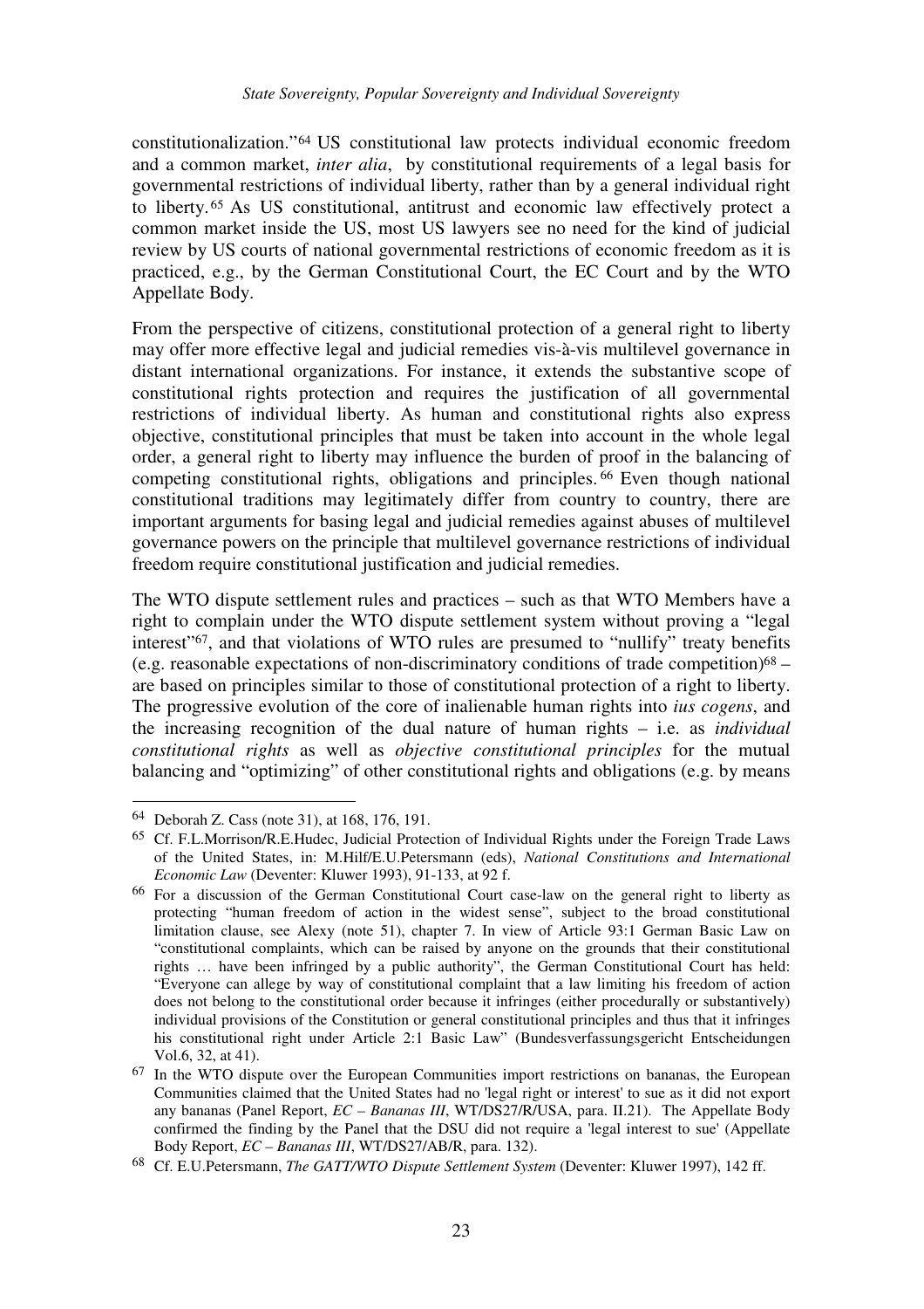constitutionalization."[64] US constitutional law protects individual economic freedom and a common market, *inter alia*, by constitutional requirements of a legal basis for governmental restrictions of individual liberty, rather than by a general individual right to liberty.[65] As US constitutional, antitrust and economic law effectively protect a common market inside the US, most US lawyers see no need for the kind of judicial review by US courts of national governmental restrictions of economic freedom as it is practiced, e.g., by the German Constitutional Court, the EC Court and by the WTO Appellate Body.

From the perspective of citizens, constitutional protection of a general right to liberty may offer more effective legal and judicial remedies vis-à-vis multilevel governance in distant international organizations. For instance, it extends the substantive scope of constitutional rights protection and requires the justification of all governmental restrictions of individual liberty. As human and constitutional rights also express objective, constitutional principles that must be taken into account in the whole legal order, a general right to liberty may influence the burden of proof in the balancing of competing constitutional rights, obligations and principles.[66] Even though national constitutional traditions may legitimately differ from country to country, there are important arguments for basing legal and judicial remedies against abuses of multilevel governance powers on the principle that multilevel governance restrictions of individual freedom require constitutional justification and judicial remedies.

The WTO dispute settlement rules and practices – such as that WTO Members have a right to complain under the WTO dispute settlement system without proving a "legal interest"[67], and that violations of WTO rules are presumed to "nullify" treaty benefits (e.g. reasonable expectations of non-discriminatory conditions of trade competition)[68] – are based on principles similar to those of constitutional protection of a right to liberty. The progressive evolution of the core of inalienable human rights into *ius cogens*, and the increasing recognition of the dual nature of human rights – i.e. as *individual constitutional rights* as well as *objective constitutional principles* for the mutual balancing and "optimizing" of other constitutional rights and obligations (e.g. by means

---

[64] Deborah Z. Cass (note 31), at 168, 176, 191.

[65] Cf. F.L.Morrison/R.E.Hudec, Judicial Protection of Individual Rights under the Foreign Trade Laws of the United States, in: M.Hilf/E.U.Petersmann (eds), *National Constitutions and International Economic Law* (Deventer: Kluwer 1993), 91-133, at 92 f.

[66] For a discussion of the German Constitutional Court case-law on the general right to liberty as protecting "human freedom of action in the widest sense", subject to the broad constitutional limitation clause, see Alexy (note 51), chapter 7. In view of Article 93:1 German Basic Law on "constitutional complaints, which can be raised by anyone on the grounds that their constitutional rights … have been infringed by a public authority", the German Constitutional Court has held: "Everyone can allege by way of constitutional complaint that a law limiting his freedom of action does not belong to the constitutional order because it infringes (either procedurally or substantively) individual provisions of the Constitution or general constitutional principles and thus that it infringes his constitutional right under Article 2:1 Basic Law" (Bundesverfassungsgericht Entscheidungen Vol.6, 32, at 41).

[67] In the WTO dispute over the European Communities import restrictions on bananas, the European Communities claimed that the United States had no 'legal right or interest' to sue as it did not export any bananas (Panel Report, *EC – Bananas III*, WT/DS27/R/USA, para. II.21). The Appellate Body confirmed the finding by the Panel that the DSU did not require a 'legal interest to sue' (Appellate Body Report, *EC – Bananas III*, WT/DS27/AB/R, para. 132).

[68] Cf. E.U.Petersmann, *The GATT/WTO Dispute Settlement System* (Deventer: Kluwer 1997), 142 ff.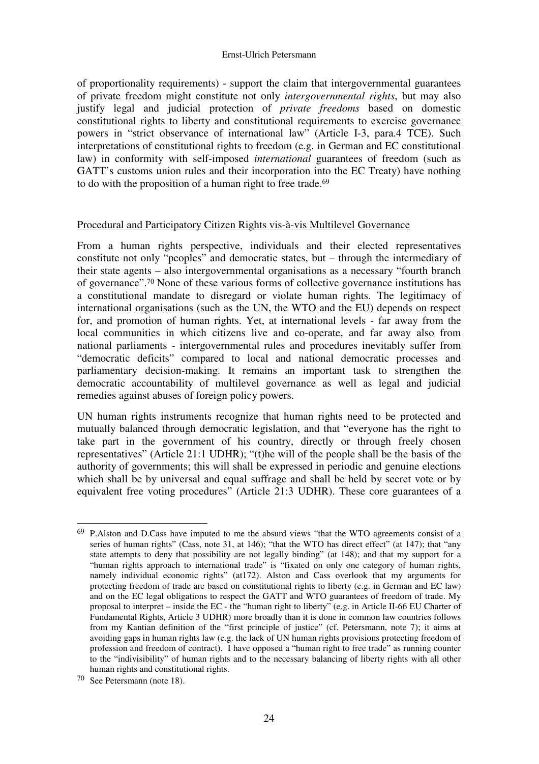of proportionality requirements) - support the claim that intergovernmental guarantees of private freedom might constitute not only *intergovernmental rights*, but may also justify legal and judicial protection of *private freedoms* based on domestic constitutional rights to liberty and constitutional requirements to exercise governance powers in "strict observance of international law" (Article I-3, para.4 TCE). Such interpretations of constitutional rights to freedom (e.g. in German and EC constitutional law) in conformity with self-imposed *international* guarantees of freedom (such as GATT's customs union rules and their incorporation into the EC Treaty) have nothing to do with the proposition of a human right to free trade.[69]

## Procedural and Participatory Citizen Rights vis-à-vis Multilevel Governance

From a human rights perspective, individuals and their elected representatives constitute not only "peoples" and democratic states, but – through the intermediary of their state agents – also intergovernmental organisations as a necessary "fourth branch of governance".[70] None of these various forms of collective governance institutions has a constitutional mandate to disregard or violate human rights. The legitimacy of international organisations (such as the UN, the WTO and the EU) depends on respect for, and promotion of human rights. Yet, at international levels - far away from the local communities in which citizens live and co-operate, and far away also from national parliaments - intergovernmental rules and procedures inevitably suffer from "democratic deficits" compared to local and national democratic processes and parliamentary decision-making. It remains an important task to strengthen the democratic accountability of multilevel governance as well as legal and judicial remedies against abuses of foreign policy powers.

UN human rights instruments recognize that human rights need to be protected and mutually balanced through democratic legislation, and that "everyone has the right to take part in the government of his country, directly or through freely chosen representatives" (Article 21:1 UDHR); "(t)he will of the people shall be the basis of the authority of governments; this will shall be expressed in periodic and genuine elections which shall be by universal and equal suffrage and shall be held by secret vote or by equivalent free voting procedures" (Article 21:3 UDHR). These core guarantees of a

---

[69] P.Alston and D.Cass have imputed to me the absurd views "that the WTO agreements consist of a series of human rights" (Cass, note 31, at 146); "that the WTO has direct effect" (at 147); that "any state attempts to deny that possibility are not legally binding" (at 148); and that my support for a "human rights approach to international trade" is "fixated on only one category of human rights, namely individual economic rights" (at172). Alston and Cass overlook that my arguments for protecting freedom of trade are based on constitutional rights to liberty (e.g. in German and EC law) and on the EC legal obligations to respect the GATT and WTO guarantees of freedom of trade. My proposal to interpret – inside the EC - the "human right to liberty" (e.g. in Article II-66 EU Charter of Fundamental Rights, Article 3 UDHR) more broadly than it is done in common law countries follows from my Kantian definition of the "first principle of justice" (cf. Petersmann, note 7); it aims at avoiding gaps in human rights law (e.g. the lack of UN human rights provisions protecting freedom of profession and freedom of contract). I have opposed a "human right to free trade" as running counter to the "indivisibility" of human rights and to the necessary balancing of liberty rights with all other human rights and constitutional rights.

[70] See Petersmann (note 18).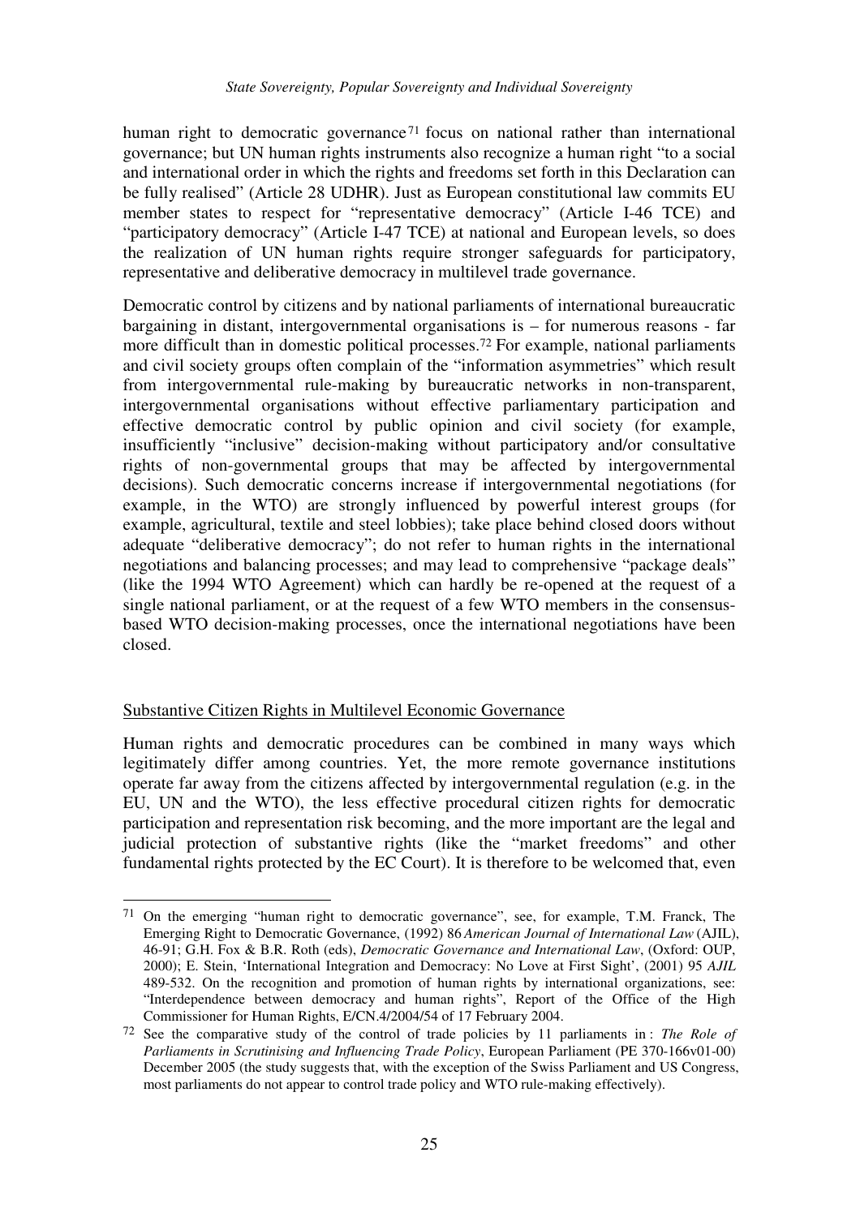human right to democratic governance[71] focus on national rather than international governance; but UN human rights instruments also recognize a human right "to a social and international order in which the rights and freedoms set forth in this Declaration can be fully realised" (Article 28 UDHR). Just as European constitutional law commits EU member states to respect for "representative democracy" (Article I-46 TCE) and "participatory democracy" (Article I-47 TCE) at national and European levels, so does the realization of UN human rights require stronger safeguards for participatory, representative and deliberative democracy in multilevel trade governance.

Democratic control by citizens and by national parliaments of international bureaucratic bargaining in distant, intergovernmental organisations is – for numerous reasons - far more difficult than in domestic political processes.[72] For example, national parliaments and civil society groups often complain of the "information asymmetries" which result from intergovernmental rule-making by bureaucratic networks in non-transparent, intergovernmental organisations without effective parliamentary participation and effective democratic control by public opinion and civil society (for example, insufficiently "inclusive" decision-making without participatory and/or consultative rights of non-governmental groups that may be affected by intergovernmental decisions). Such democratic concerns increase if intergovernmental negotiations (for example, in the WTO) are strongly influenced by powerful interest groups (for example, agricultural, textile and steel lobbies); take place behind closed doors without adequate "deliberative democracy"; do not refer to human rights in the international negotiations and balancing processes; and may lead to comprehensive "package deals" (like the 1994 WTO Agreement) which can hardly be re-opened at the request of a single national parliament, or at the request of a few WTO members in the consensus-based WTO decision-making processes, once the international negotiations have been closed.

## Substantive Citizen Rights in Multilevel Economic Governance

Human rights and democratic procedures can be combined in many ways which legitimately differ among countries. Yet, the more remote governance institutions operate far away from the citizens affected by intergovernmental regulation (e.g. in the EU, UN and the WTO), the less effective procedural citizen rights for democratic participation and representation risk becoming, and the more important are the legal and judicial protection of substantive rights (like the "market freedoms" and other fundamental rights protected by the EC Court). It is therefore to be welcomed that, even

---

[71] On the emerging "human right to democratic governance", see, for example, T.M. Franck, The Emerging Right to Democratic Governance, (1992) 86 *American Journal of International Law* (AJIL), 46-91; G.H. Fox & B.R. Roth (eds), *Democratic Governance and International Law*, (Oxford: OUP, 2000); E. Stein, 'International Integration and Democracy: No Love at First Sight', (2001) 95 *AJIL* 489-532. On the recognition and promotion of human rights by international organizations, see: "Interdependence between democracy and human rights", Report of the Office of the High Commissioner for Human Rights, E/CN.4/2004/54 of 17 February 2004.

[72] See the comparative study of the control of trade policies by 11 parliaments in : *The Role of Parliaments in Scrutinising and Influencing Trade Policy*, European Parliament (PE 370-166v01-00) December 2005 (the study suggests that, with the exception of the Swiss Parliament and US Congress, most parliaments do not appear to control trade policy and WTO rule-making effectively).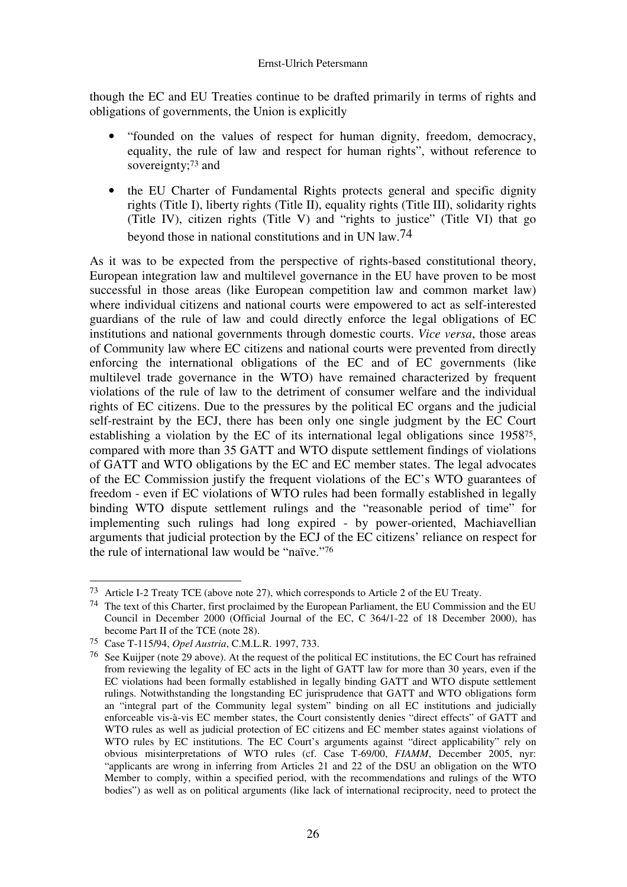though the EC and EU Treaties continue to be drafted primarily in terms of rights and obligations of governments, the Union is explicitly

- "founded on the values of respect for human dignity, freedom, democracy, equality, the rule of law and respect for human rights", without reference to sovereignty;[73] and
- the EU Charter of Fundamental Rights protects general and specific dignity rights (Title I), liberty rights (Title II), equality rights (Title III), solidarity rights (Title IV), citizen rights (Title V) and "rights to justice" (Title VI) that go beyond those in national constitutions and in UN law.[74]

As it was to be expected from the perspective of rights-based constitutional theory, European integration law and multilevel governance in the EU have proven to be most successful in those areas (like European competition law and common market law) where individual citizens and national courts were empowered to act as self-interested guardians of the rule of law and could directly enforce the legal obligations of EC institutions and national governments through domestic courts. *Vice versa*, those areas of Community law where EC citizens and national courts were prevented from directly enforcing the international obligations of the EC and of EC governments (like multilevel trade governance in the WTO) have remained characterized by frequent violations of the rule of law to the detriment of consumer welfare and the individual rights of EC citizens. Due to the pressures by the political EC organs and the judicial self-restraint by the ECJ, there has been only one single judgment by the EC Court establishing a violation by the EC of its international legal obligations since 1958[75], compared with more than 35 GATT and WTO dispute settlement findings of violations of GATT and WTO obligations by the EC and EC member states. The legal advocates of the EC Commission justify the frequent violations of the EC's WTO guarantees of freedom - even if EC violations of WTO rules had been formally established in legally binding WTO dispute settlement rulings and the "reasonable period of time" for implementing such rulings had long expired - by power-oriented, Machiavellian arguments that judicial protection by the ECJ of the EC citizens' reliance on respect for the rule of international law would be "naïve."[76]

---

[73] Article I-2 Treaty TCE (above note 27), which corresponds to Article 2 of the EU Treaty.

[74] The text of this Charter, first proclaimed by the European Parliament, the EU Commission and the EU Council in December 2000 (Official Journal of the EC, C 364/1-22 of 18 December 2000), has become Part II of the TCE (note 28).

[75] Case T-115/94, *Opel Austria*, C.M.L.R. 1997, 733.

[76] See Kuijper (note 29 above). At the request of the political EC institutions, the EC Court has refrained from reviewing the legality of EC acts in the light of GATT law for more than 30 years, even if the EC violations had been formally established in legally binding GATT and WTO dispute settlement rulings. Notwithstanding the longstanding EC jurisprudence that GATT and WTO obligations form an "integral part of the Community legal system" binding on all EC institutions and judicially enforceable vis-à-vis EC member states, the Court consistently denies "direct effects" of GATT and WTO rules as well as judicial protection of EC citizens and EC member states against violations of WTO rules by EC institutions. The EC Court's arguments against "direct applicability" rely on obvious misinterpretations of WTO rules (cf. Case T-69/00, *FIAMM*, December 2005, nyr: "applicants are wrong in inferring from Articles 21 and 22 of the DSU an obligation on the WTO Member to comply, within a specified period, with the recommendations and rulings of the WTO bodies") as well as on political arguments (like lack of international reciprocity, need to protect the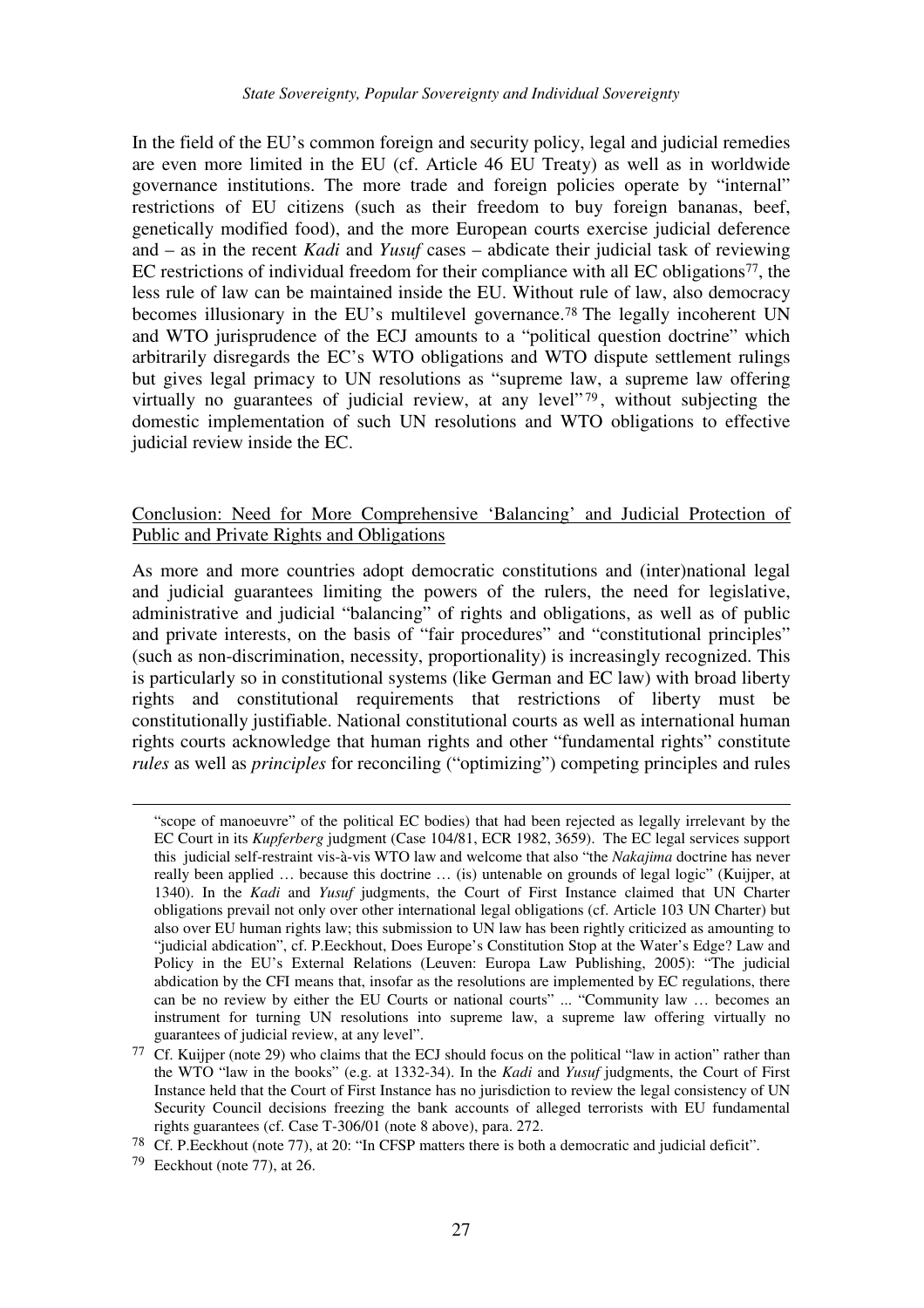In the field of the EU's common foreign and security policy, legal and judicial remedies are even more limited in the EU (cf. Article 46 EU Treaty) as well as in worldwide governance institutions. The more trade and foreign policies operate by "internal" restrictions of EU citizens (such as their freedom to buy foreign bananas, beef, genetically modified food), and the more European courts exercise judicial deference and – as in the recent *Kadi* and *Yusuf* cases – abdicate their judicial task of reviewing EC restrictions of individual freedom for their compliance with all EC obligations[77], the less rule of law can be maintained inside the EU. Without rule of law, also democracy becomes illusionary in the EU's multilevel governance.[78] The legally incoherent UN and WTO jurisprudence of the ECJ amounts to a "political question doctrine" which arbitrarily disregards the EC's WTO obligations and WTO dispute settlement rulings but gives legal primacy to UN resolutions as "supreme law, a supreme law offering virtually no guarantees of judicial review, at any level"[79], without subjecting the domestic implementation of such UN resolutions and WTO obligations to effective judicial review inside the EC.

## Conclusion: Need for More Comprehensive 'Balancing' and Judicial Protection of Public and Private Rights and Obligations

As more and more countries adopt democratic constitutions and (inter)national legal and judicial guarantees limiting the powers of the rulers, the need for legislative, administrative and judicial "balancing" of rights and obligations, as well as of public and private interests, on the basis of "fair procedures" and "constitutional principles" (such as non-discrimination, necessity, proportionality) is increasingly recognized. This is particularly so in constitutional systems (like German and EC law) with broad liberty rights and constitutional requirements that restrictions of liberty must be constitutionally justifiable. National constitutional courts as well as international human rights courts acknowledge that human rights and other "fundamental rights" constitute *rules* as well as *principles* for reconciling ("optimizing") competing principles and rules

---

"scope of manoeuvre" of the political EC bodies) that had been rejected as legally irrelevant by the EC Court in its *Kupferberg* judgment (Case 104/81, ECR 1982, 3659). The EC legal services support this judicial self-restraint vis-à-vis WTO law and welcome that also "the *Nakajima* doctrine has never really been applied … because this doctrine … (is) untenable on grounds of legal logic" (Kuijper, at 1340). In the *Kadi* and *Yusuf* judgments, the Court of First Instance claimed that UN Charter obligations prevail not only over other international legal obligations (cf. Article 103 UN Charter) but also over EU human rights law; this submission to UN law has been rightly criticized as amounting to "judicial abdication", cf. P.Eeckhout, Does Europe's Constitution Stop at the Water's Edge? Law and Policy in the EU's External Relations (Leuven: Europa Law Publishing, 2005): "The judicial abdication by the CFI means that, insofar as the resolutions are implemented by EC regulations, there can be no review by either the EU Courts or national courts" ... "Community law … becomes an instrument for turning UN resolutions into supreme law, a supreme law offering virtually no guarantees of judicial review, at any level".

[77] Cf. Kuijper (note 29) who claims that the ECJ should focus on the political "law in action" rather than the WTO "law in the books" (e.g. at 1332-34). In the *Kadi* and *Yusuf* judgments, the Court of First Instance held that the Court of First Instance has no jurisdiction to review the legal consistency of UN Security Council decisions freezing the bank accounts of alleged terrorists with EU fundamental rights guarantees (cf. Case T-306/01 (note 8 above), para. 272.

[78] Cf. P.Eeckhout (note 77), at 20: "In CFSP matters there is both a democratic and judicial deficit".

[79] Eeckhout (note 77), at 26.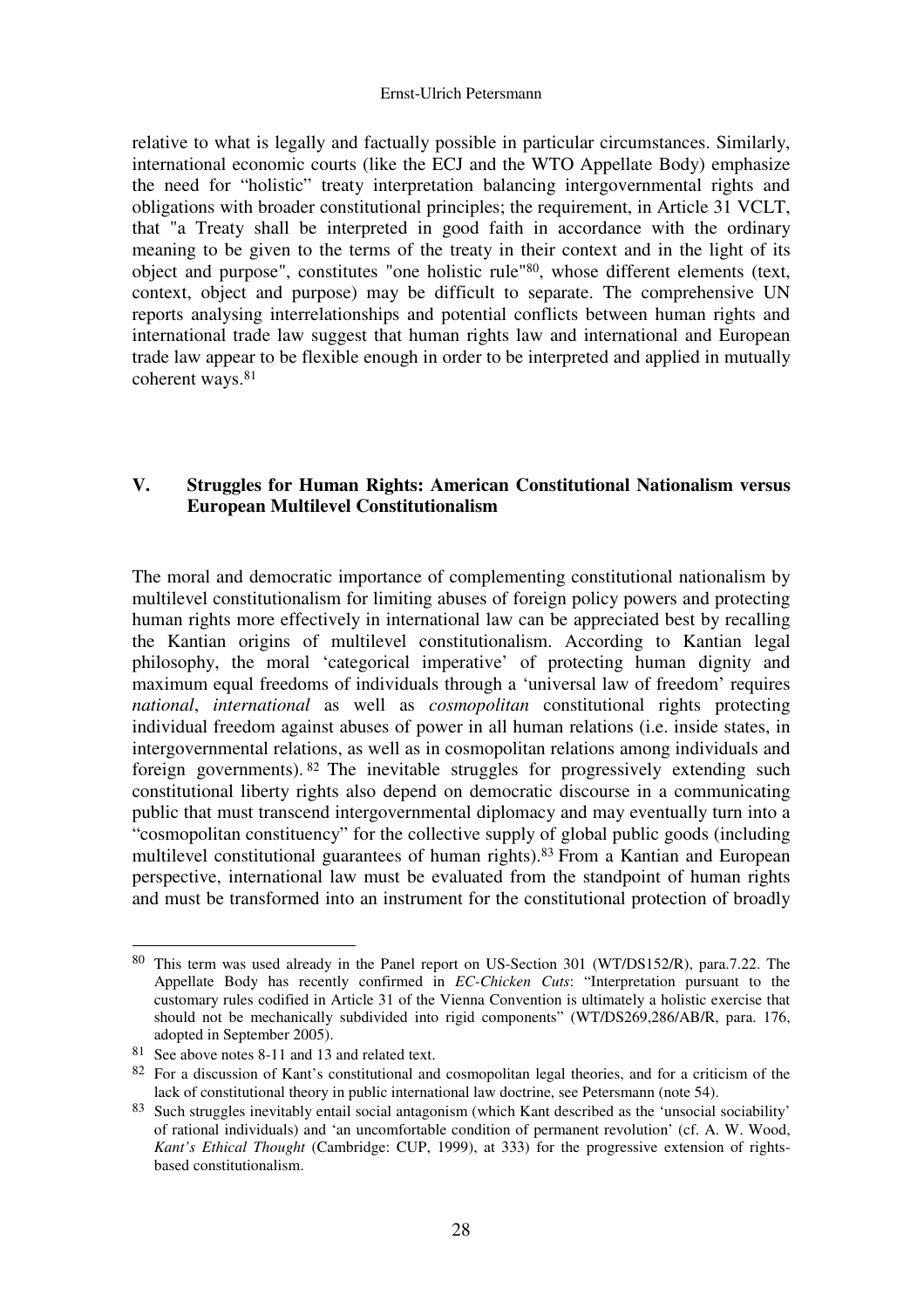relative to what is legally and factually possible in particular circumstances. Similarly, international economic courts (like the ECJ and the WTO Appellate Body) emphasize the need for "holistic" treaty interpretation balancing intergovernmental rights and obligations with broader constitutional principles; the requirement, in Article 31 VCLT, that "a Treaty shall be interpreted in good faith in accordance with the ordinary meaning to be given to the terms of the treaty in their context and in the light of its object and purpose", constitutes "one holistic rule"[80], whose different elements (text, context, object and purpose) may be difficult to separate. The comprehensive UN reports analysing interrelationships and potential conflicts between human rights and international trade law suggest that human rights law and international and European trade law appear to be flexible enough in order to be interpreted and applied in mutually coherent ways.[81]

## V. Struggles for Human Rights: American Constitutional Nationalism versus European Multilevel Constitutionalism

The moral and democratic importance of complementing constitutional nationalism by multilevel constitutionalism for limiting abuses of foreign policy powers and protecting human rights more effectively in international law can be appreciated best by recalling the Kantian origins of multilevel constitutionalism. According to Kantian legal philosophy, the moral 'categorical imperative' of protecting human dignity and maximum equal freedoms of individuals through a 'universal law of freedom' requires *national*, *international* as well as *cosmopolitan* constitutional rights protecting individual freedom against abuses of power in all human relations (i.e. inside states, in intergovernmental relations, as well as in cosmopolitan relations among individuals and foreign governments).[82] The inevitable struggles for progressively extending such constitutional liberty rights also depend on democratic discourse in a communicating public that must transcend intergovernmental diplomacy and may eventually turn into a "cosmopolitan constituency" for the collective supply of global public goods (including multilevel constitutional guarantees of human rights).[83] From a Kantian and European perspective, international law must be evaluated from the standpoint of human rights and must be transformed into an instrument for the constitutional protection of broadly

---

[80] This term was used already in the Panel report on US-Section 301 (WT/DS152/R), para.7.22. The Appellate Body has recently confirmed in *EC-Chicken Cuts*: "Interpretation pursuant to the customary rules codified in Article 31 of the Vienna Convention is ultimately a holistic exercise that should not be mechanically subdivided into rigid components" (WT/DS269,286/AB/R, para. 176, adopted in September 2005).

[81] See above notes 8-11 and 13 and related text.

[82] For a discussion of Kant's constitutional and cosmopolitan legal theories, and for a criticism of the lack of constitutional theory in public international law doctrine, see Petersmann (note 54).

[83] Such struggles inevitably entail social antagonism (which Kant described as the 'unsocial sociability' of rational individuals) and 'an uncomfortable condition of permanent revolution' (cf. A. W. Wood, *Kant's Ethical Thought* (Cambridge: CUP, 1999), at 333) for the progressive extension of rights-based constitutionalism.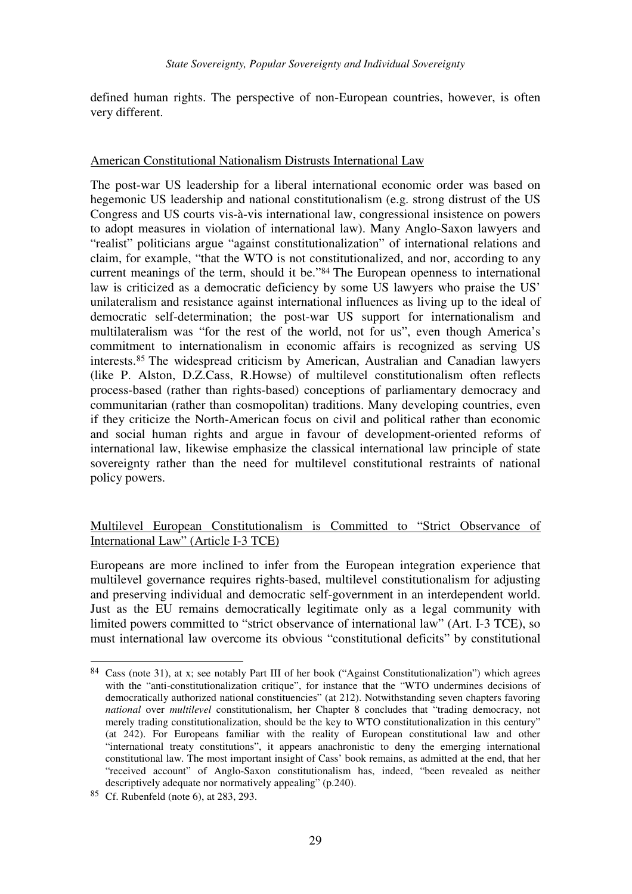defined human rights. The perspective of non-European countries, however, is often very different.

American Constitutional Nationalism Distrusts International Law

The post-war US leadership for a liberal international economic order was based on hegemonic US leadership and national constitutionalism (e.g. strong distrust of the US Congress and US courts vis-à-vis international law, congressional insistence on powers to adopt measures in violation of international law). Many Anglo-Saxon lawyers and "realist" politicians argue "against constitutionalization" of international relations and claim, for example, "that the WTO is not constitutionalized, and nor, according to any current meanings of the term, should it be."[84] The European openness to international law is criticized as a democratic deficiency by some US lawyers who praise the US' unilateralism and resistance against international influences as living up to the ideal of democratic self-determination; the post-war US support for internationalism and multilateralism was "for the rest of the world, not for us", even though America's commitment to internationalism in economic affairs is recognized as serving US interests.[85] The widespread criticism by American, Australian and Canadian lawyers (like P. Alston, D.Z.Cass, R.Howse) of multilevel constitutionalism often reflects process-based (rather than rights-based) conceptions of parliamentary democracy and communitarian (rather than cosmopolitan) traditions. Many developing countries, even if they criticize the North-American focus on civil and political rather than economic and social human rights and argue in favour of development-oriented reforms of international law, likewise emphasize the classical international law principle of state sovereignty rather than the need for multilevel constitutional restraints of national policy powers.

Multilevel European Constitutionalism is Committed to "Strict Observance of International Law" (Article I-3 TCE)

Europeans are more inclined to infer from the European integration experience that multilevel governance requires rights-based, multilevel constitutionalism for adjusting and preserving individual and democratic self-government in an interdependent world. Just as the EU remains democratically legitimate only as a legal community with limited powers committed to "strict observance of international law" (Art. I-3 TCE), so must international law overcome its obvious "constitutional deficits" by constitutional

---

[84] Cass (note 31), at x; see notably Part III of her book ("Against Constitutionalization") which agrees with the "anti-constitutionalization critique", for instance that the "WTO undermines decisions of democratically authorized national constituencies" (at 212). Notwithstanding seven chapters favoring *national* over *multilevel* constitutionalism, her Chapter 8 concludes that "trading democracy, not merely trading constitutionalization, should be the key to WTO constitutionalization in this century" (at 242). For Europeans familiar with the reality of European constitutional law and other "international treaty constitutions", it appears anachronistic to deny the emerging international constitutional law. The most important insight of Cass' book remains, as admitted at the end, that her "received account" of Anglo-Saxon constitutionalism has, indeed, "been revealed as neither descriptively adequate nor normatively appealing" (p.240).

[85] Cf. Rubenfeld (note 6), at 283, 293.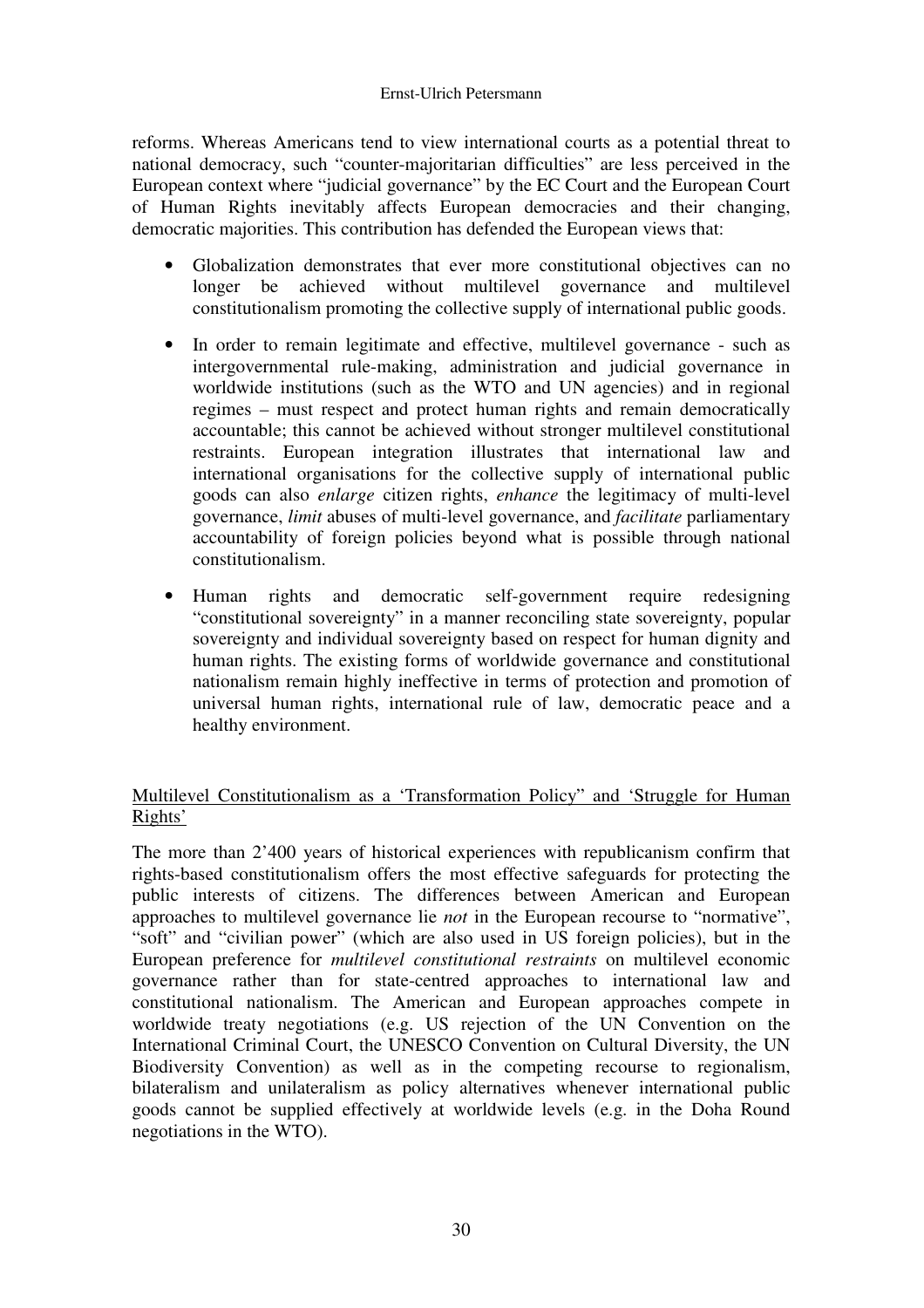reforms. Whereas Americans tend to view international courts as a potential threat to national democracy, such "counter-majoritarian difficulties" are less perceived in the European context where "judicial governance" by the EC Court and the European Court of Human Rights inevitably affects European democracies and their changing, democratic majorities. This contribution has defended the European views that:

- Globalization demonstrates that ever more constitutional objectives can no longer be achieved without multilevel governance and multilevel constitutionalism promoting the collective supply of international public goods.

- In order to remain legitimate and effective, multilevel governance - such as intergovernmental rule-making, administration and judicial governance in worldwide institutions (such as the WTO and UN agencies) and in regional regimes – must respect and protect human rights and remain democratically accountable; this cannot be achieved without stronger multilevel constitutional restraints. European integration illustrates that international law and international organisations for the collective supply of international public goods can also *enlarge* citizen rights, *enhance* the legitimacy of multi-level governance, *limit* abuses of multi-level governance, and *facilitate* parliamentary accountability of foreign policies beyond what is possible through national constitutionalism.

- Human rights and democratic self-government require redesigning "constitutional sovereignty" in a manner reconciling state sovereignty, popular sovereignty and individual sovereignty based on respect for human dignity and human rights. The existing forms of worldwide governance and constitutional nationalism remain highly ineffective in terms of protection and promotion of universal human rights, international rule of law, democratic peace and a healthy environment.

<u>Multilevel Constitutionalism as a 'Transformation Policy" and 'Struggle for Human Rights'</u>

The more than 2'400 years of historical experiences with republicanism confirm that rights-based constitutionalism offers the most effective safeguards for protecting the public interests of citizens. The differences between American and European approaches to multilevel governance lie *not* in the European recourse to "normative", "soft" and "civilian power" (which are also used in US foreign policies), but in the European preference for *multilevel constitutional restraints* on multilevel economic governance rather than for state-centred approaches to international law and constitutional nationalism. The American and European approaches compete in worldwide treaty negotiations (e.g. US rejection of the UN Convention on the International Criminal Court, the UNESCO Convention on Cultural Diversity, the UN Biodiversity Convention) as well as in the competing recourse to regionalism, bilateralism and unilateralism as policy alternatives whenever international public goods cannot be supplied effectively at worldwide levels (e.g. in the Doha Round negotiations in the WTO).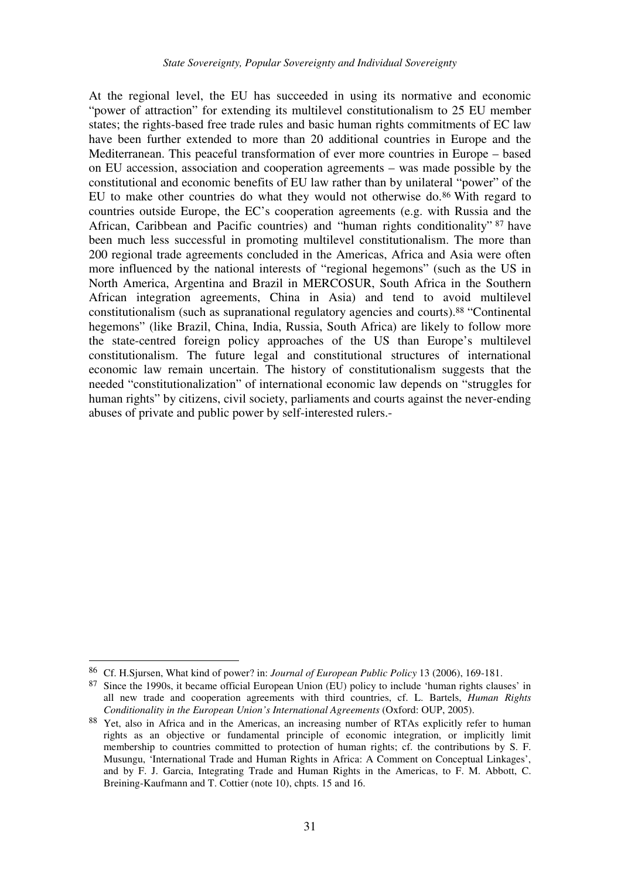At the regional level, the EU has succeeded in using its normative and economic "power of attraction" for extending its multilevel constitutionalism to 25 EU member states; the rights-based free trade rules and basic human rights commitments of EC law have been further extended to more than 20 additional countries in Europe and the Mediterranean. This peaceful transformation of ever more countries in Europe – based on EU accession, association and cooperation agreements – was made possible by the constitutional and economic benefits of EU law rather than by unilateral "power" of the EU to make other countries do what they would not otherwise do.[86] With regard to countries outside Europe, the EC's cooperation agreements (e.g. with Russia and the African, Caribbean and Pacific countries) and "human rights conditionality" [87] have been much less successful in promoting multilevel constitutionalism. The more than 200 regional trade agreements concluded in the Americas, Africa and Asia were often more influenced by the national interests of "regional hegemons" (such as the US in North America, Argentina and Brazil in MERCOSUR, South Africa in the Southern African integration agreements, China in Asia) and tend to avoid multilevel constitutionalism (such as supranational regulatory agencies and courts).[88] "Continental hegemons" (like Brazil, China, India, Russia, South Africa) are likely to follow more the state-centred foreign policy approaches of the US than Europe's multilevel constitutionalism. The future legal and constitutional structures of international economic law remain uncertain. The history of constitutionalism suggests that the needed "constitutionalization" of international economic law depends on "struggles for human rights" by citizens, civil society, parliaments and courts against the never-ending abuses of private and public power by self-interested rulers.-

---

[86] Cf. H.Sjursen, What kind of power? in: *Journal of European Public Policy* 13 (2006), 169-181.

[87] Since the 1990s, it became official European Union (EU) policy to include 'human rights clauses' in all new trade and cooperation agreements with third countries, cf. L. Bartels, *Human Rights Conditionality in the European Union's International Agreements* (Oxford: OUP, 2005).

[88] Yet, also in Africa and in the Americas, an increasing number of RTAs explicitly refer to human rights as an objective or fundamental principle of economic integration, or implicitly limit membership to countries committed to protection of human rights; cf. the contributions by S. F. Musungu, 'International Trade and Human Rights in Africa: A Comment on Conceptual Linkages', and by F. J. Garcia, Integrating Trade and Human Rights in the Americas, to F. M. Abbott, C. Breining-Kaufmann and T. Cottier (note 10), chpts. 15 and 16.